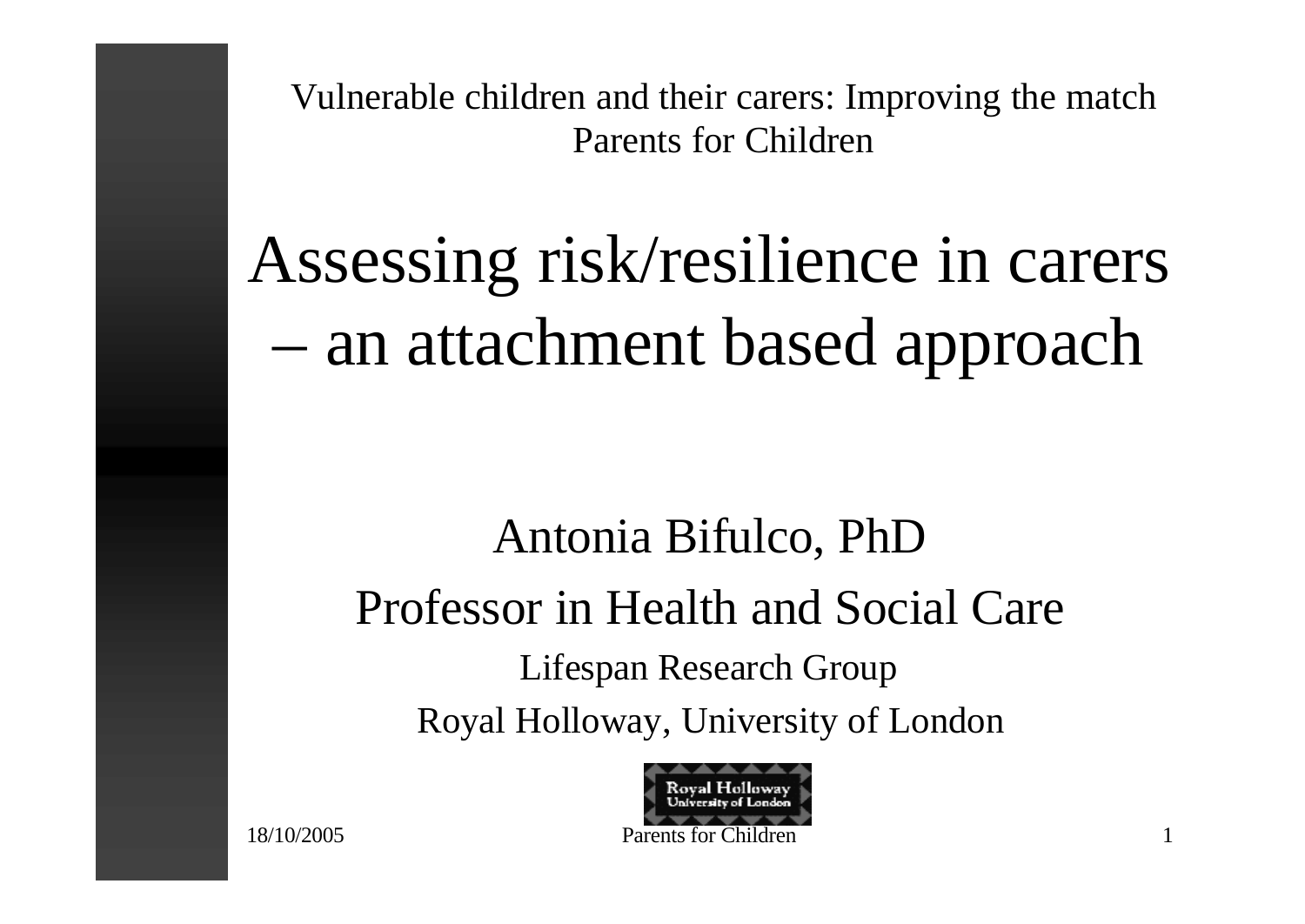Vulnerable children and their carers: Improving the match
Parents for Children

# Assessing risk/resilience in carers – an attachment based approach

Antonia Bifulco, PhD

Professor in Health and Social Care

Lifespan Research Group

Royal Holloway, University of London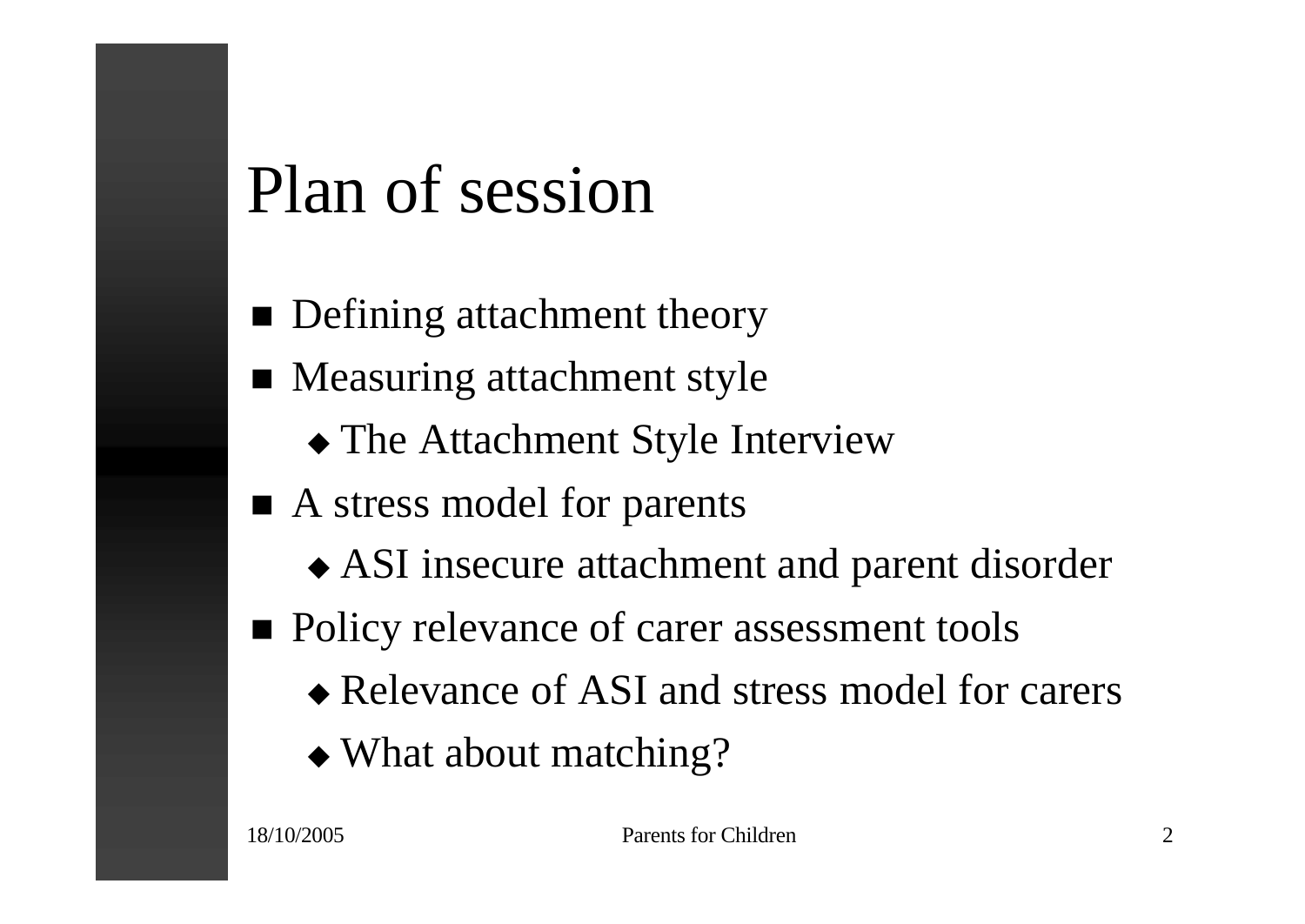# Plan of session

- Defining attachment theory
- Measuring attachment style
  - The Attachment Style Interview
- A stress model for parents
  - ASI insecure attachment and parent disorder
- Policy relevance of carer assessment tools
  - Relevance of ASI and stress model for carers
  - What about matching?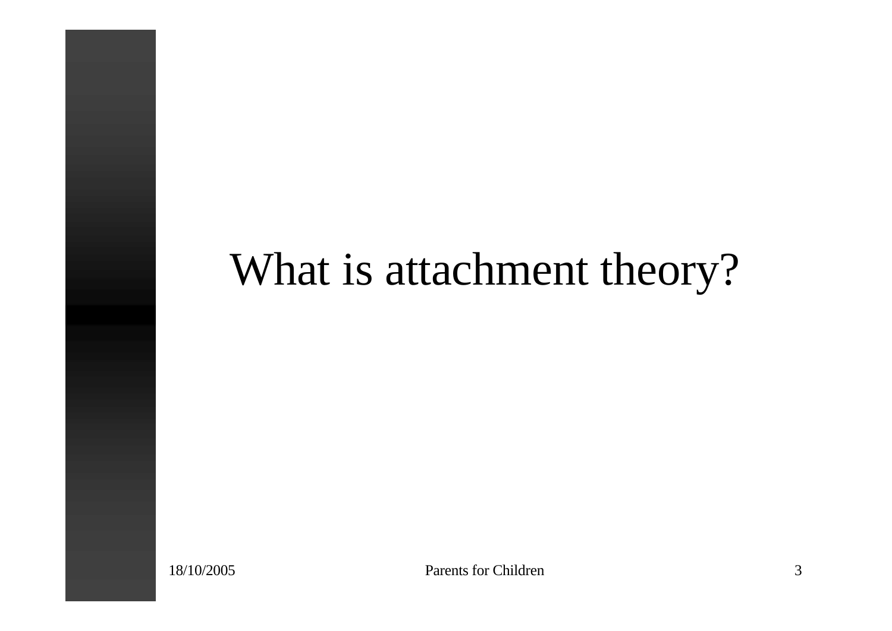# What is attachment theory?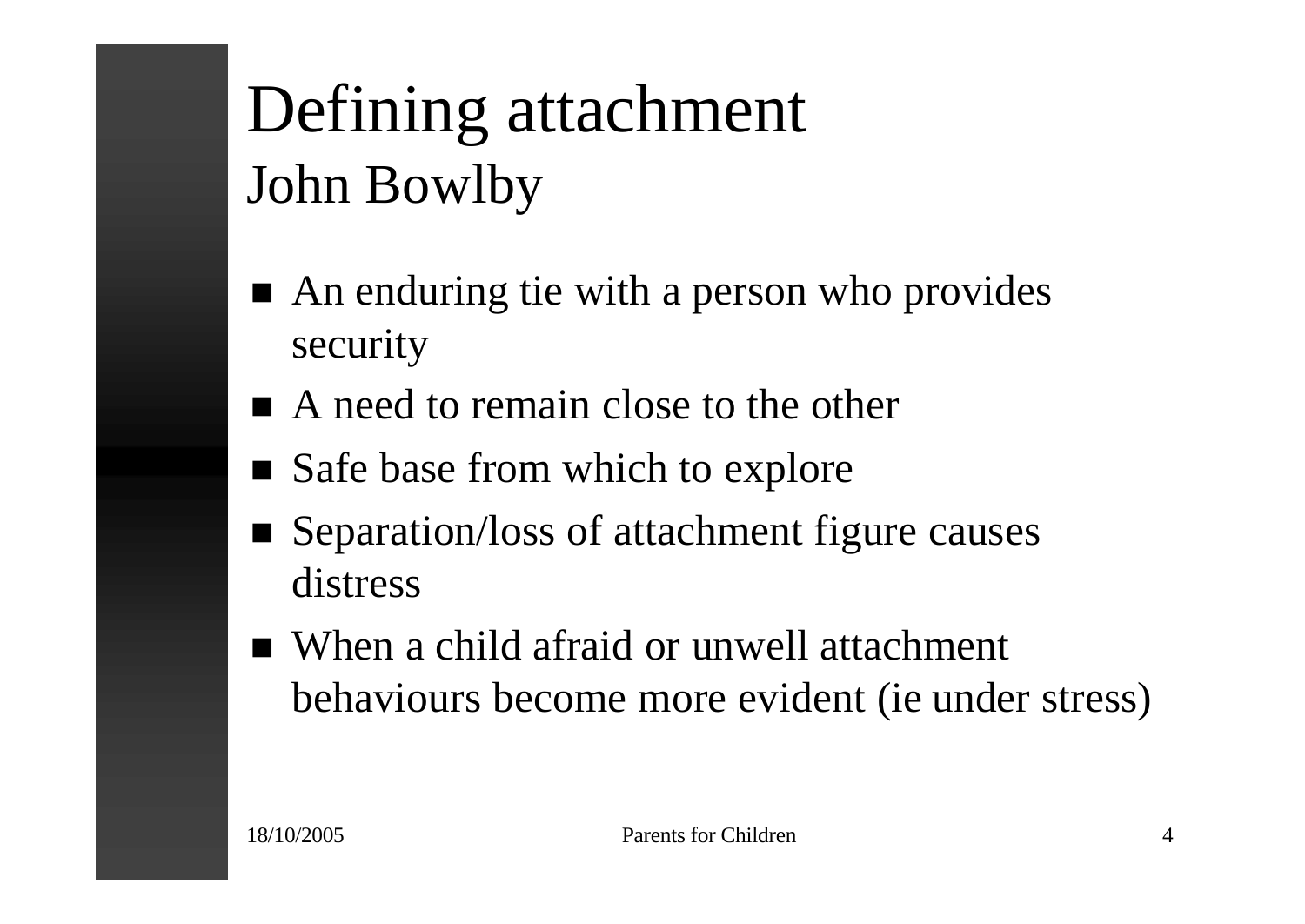# Defining attachment
## John Bowlby

- An enduring tie with a person who provides security
- A need to remain close to the other
- Safe base from which to explore
- Separation/loss of attachment figure causes distress
- When a child afraid or unwell attachment behaviours become more evident (ie under stress)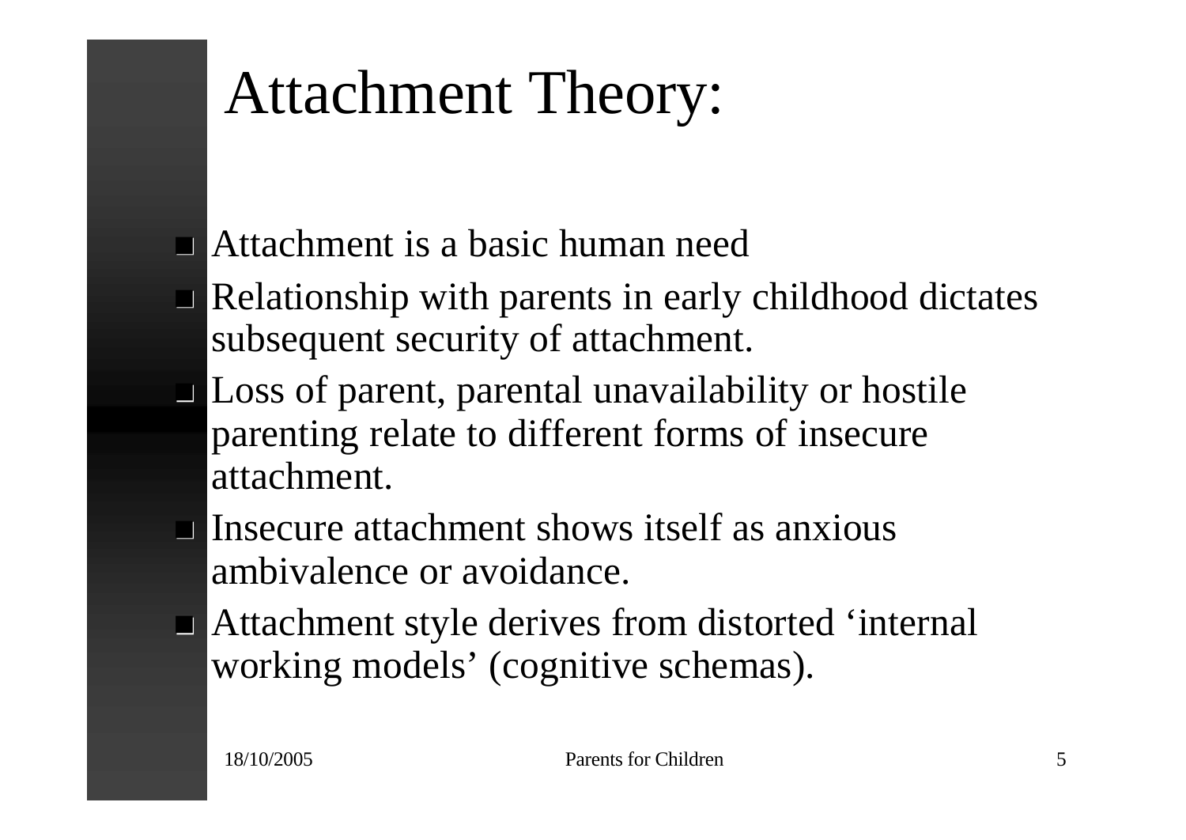# Attachment Theory:

- Attachment is a basic human need
- Relationship with parents in early childhood dictates subsequent security of attachment.
- Loss of parent, parental unavailability or hostile parenting relate to different forms of insecure attachment.
- Insecure attachment shows itself as anxious ambivalence or avoidance.
- Attachment style derives from distorted 'internal working models' (cognitive schemas).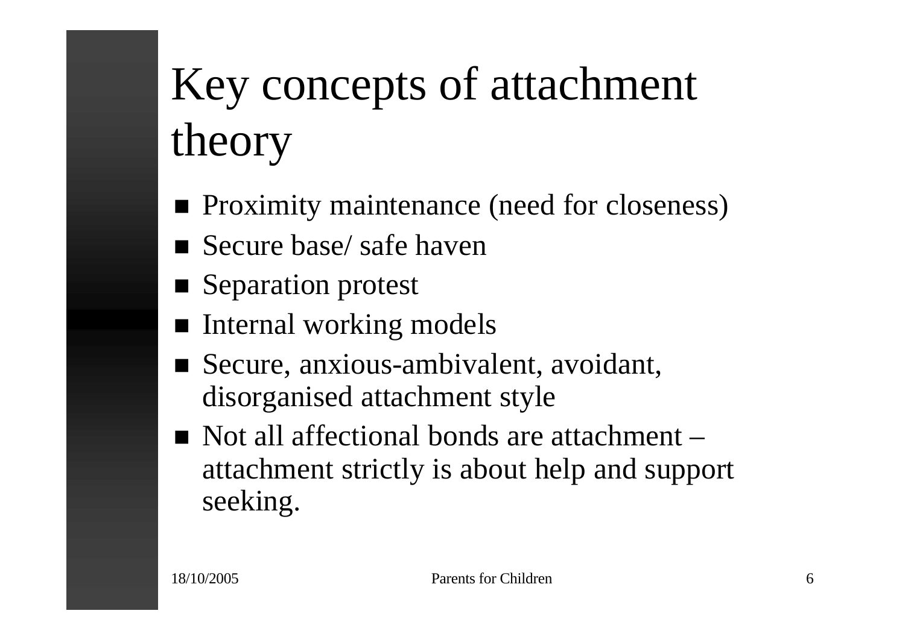# Key concepts of attachment theory

- Proximity maintenance (need for closeness)
- Secure base/ safe haven
- Separation protest
- Internal working models
- Secure, anxious-ambivalent, avoidant, disorganised attachment style
- Not all affectional bonds are attachment – attachment strictly is about help and support seeking.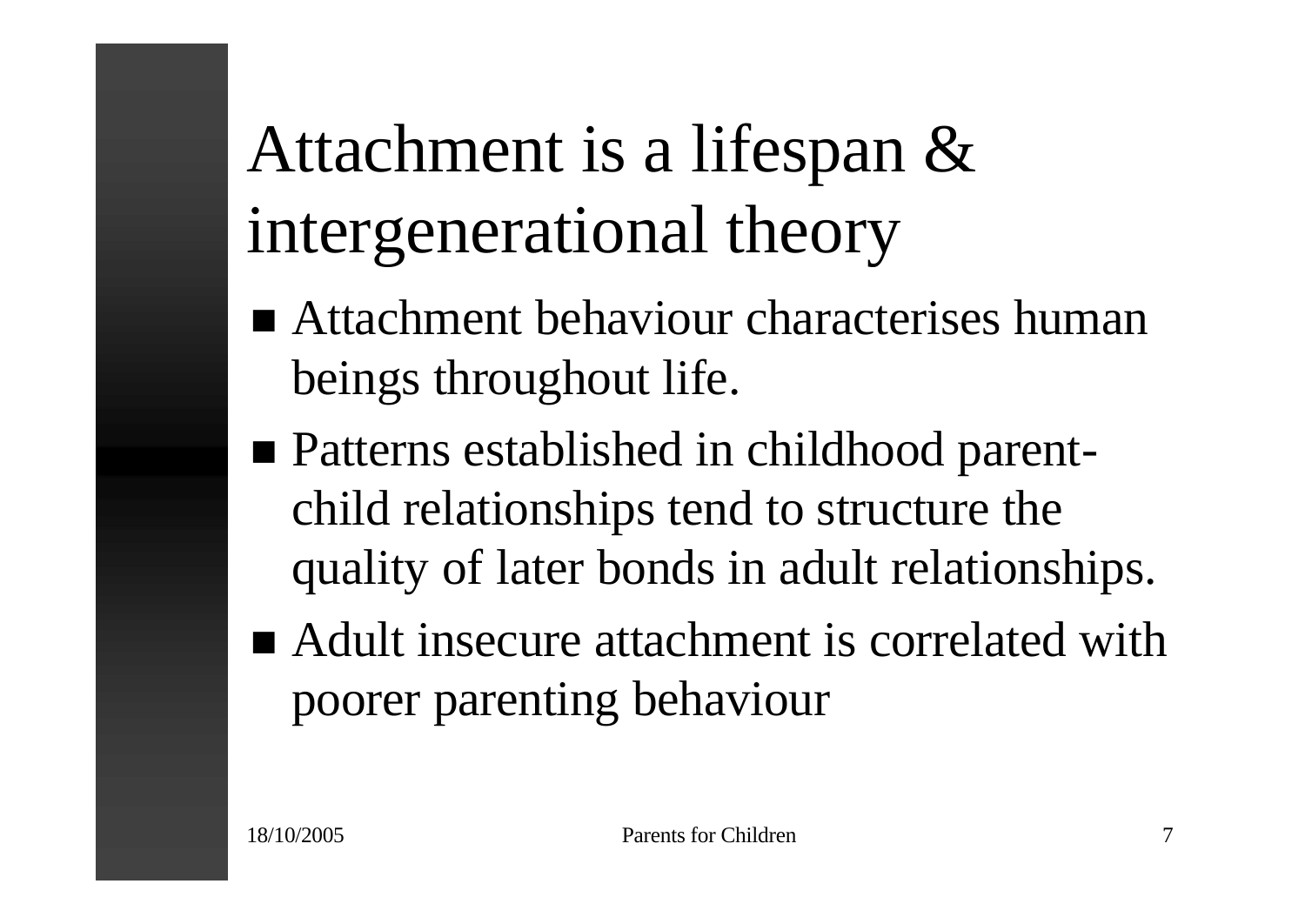# Attachment is a lifespan & intergenerational theory

- Attachment behaviour characterises human beings throughout life.
- Patterns established in childhood parent-child relationships tend to structure the quality of later bonds in adult relationships.
- Adult insecure attachment is correlated with poorer parenting behaviour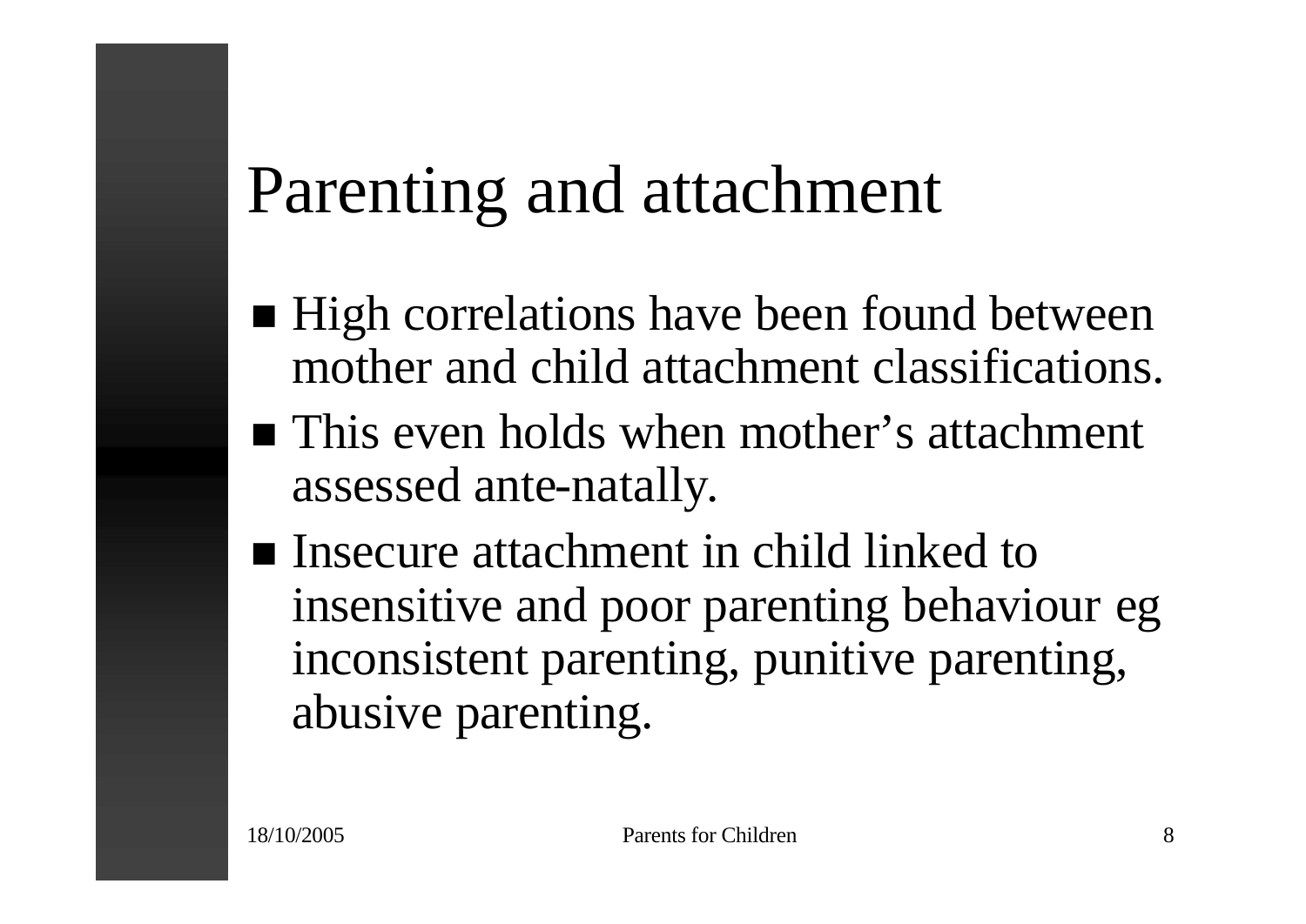# Parenting and attachment

- High correlations have been found between mother and child attachment classifications.
- This even holds when mother's attachment assessed ante-natally.
- Insecure attachment in child linked to insensitive and poor parenting behaviour eg inconsistent parenting, punitive parenting, abusive parenting.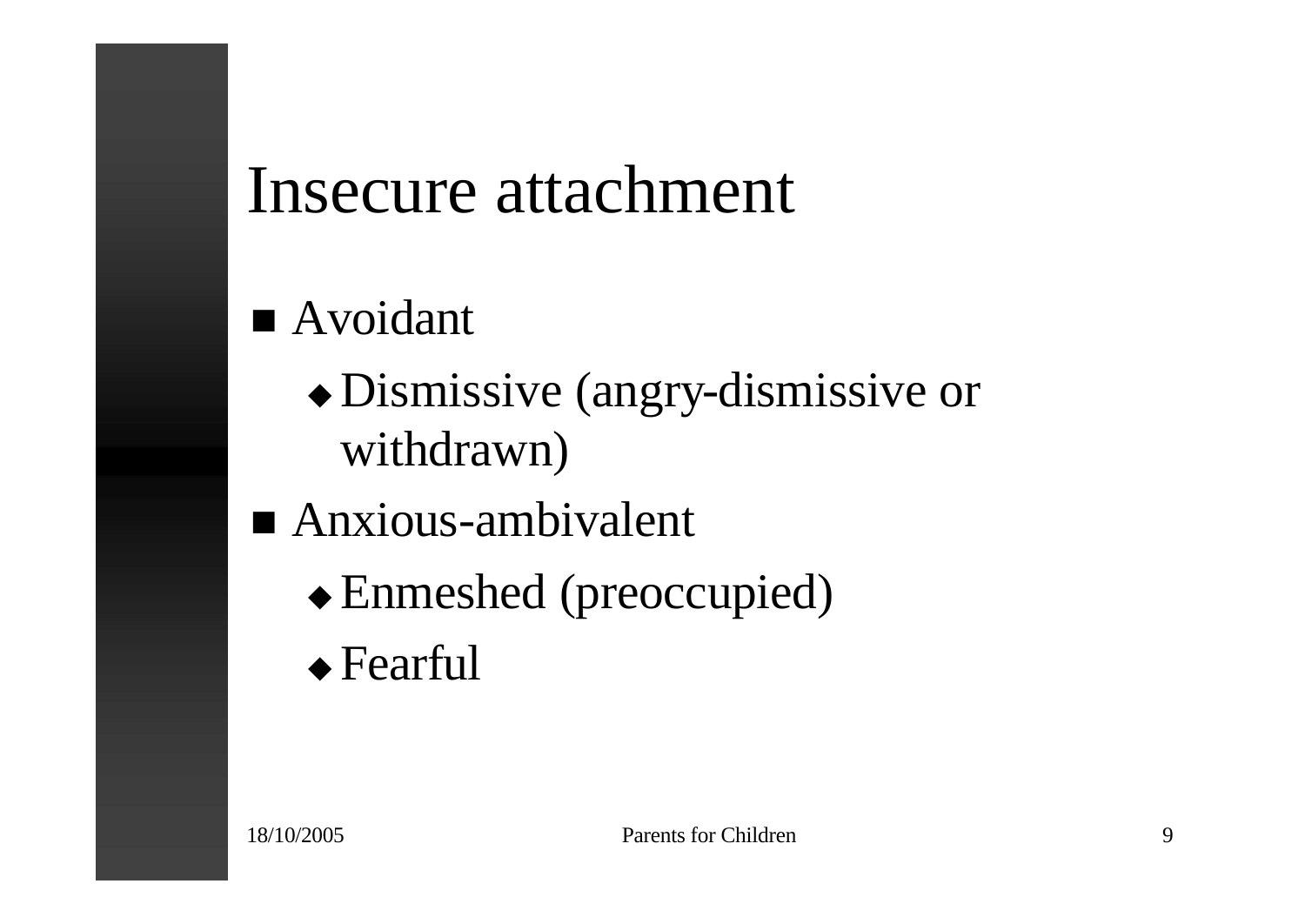# Insecure attachment

- Avoidant
  - Dismissive (angry-dismissive or withdrawn)
- Anxious-ambivalent
  - Enmeshed (preoccupied)
  - Fearful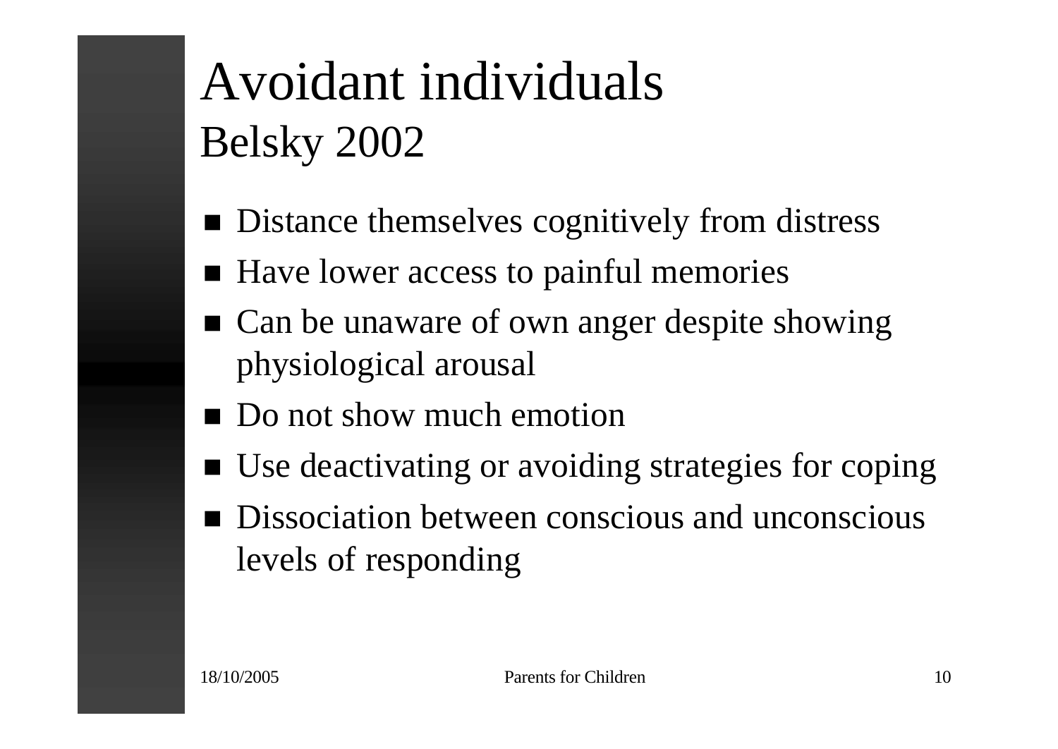# Avoidant individuals
## Belsky 2002

- Distance themselves cognitively from distress
- Have lower access to painful memories
- Can be unaware of own anger despite showing physiological arousal
- Do not show much emotion
- Use deactivating or avoiding strategies for coping
- Dissociation between conscious and unconscious levels of responding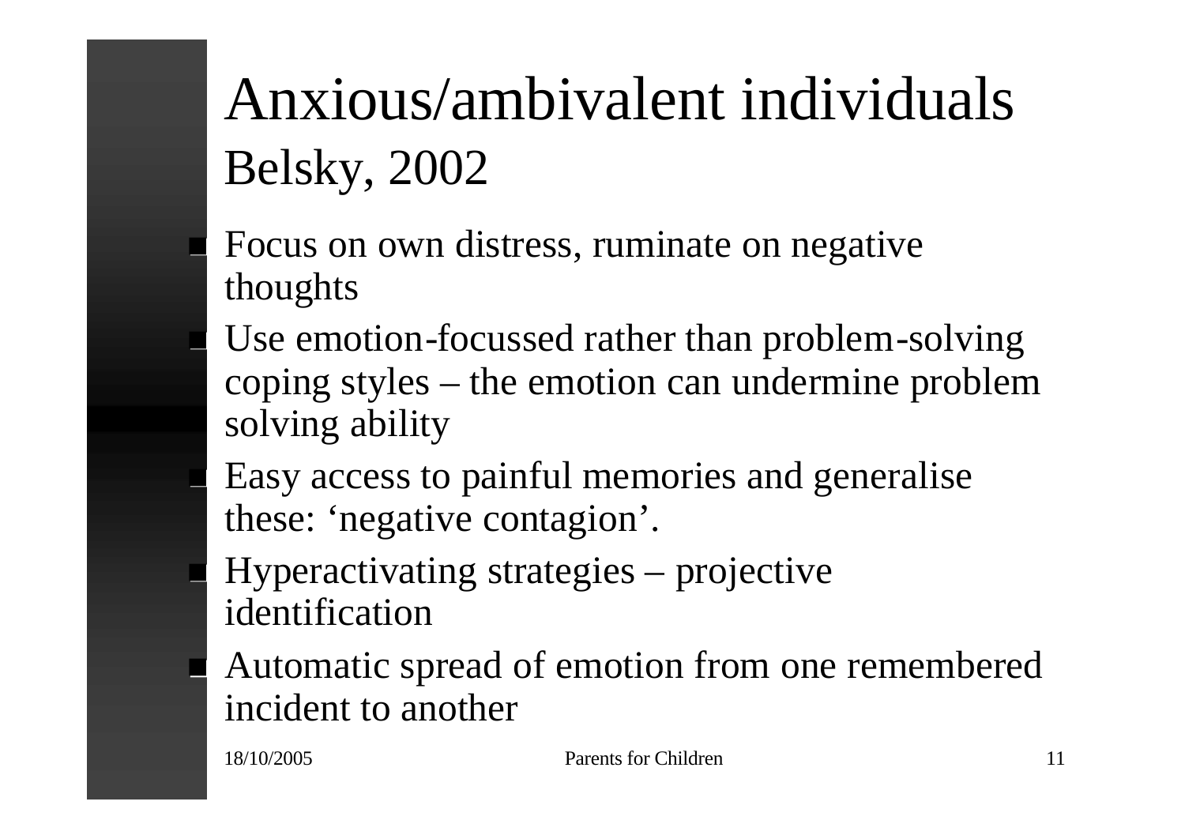# Anxious/ambivalent individuals
## Belsky, 2002

- Focus on own distress, ruminate on negative thoughts
- Use emotion-focussed rather than problem-solving coping styles – the emotion can undermine problem solving ability
- Easy access to painful memories and generalise these: ‘negative contagion’.
- Hyperactivating strategies – projective identification
- Automatic spread of emotion from one remembered incident to another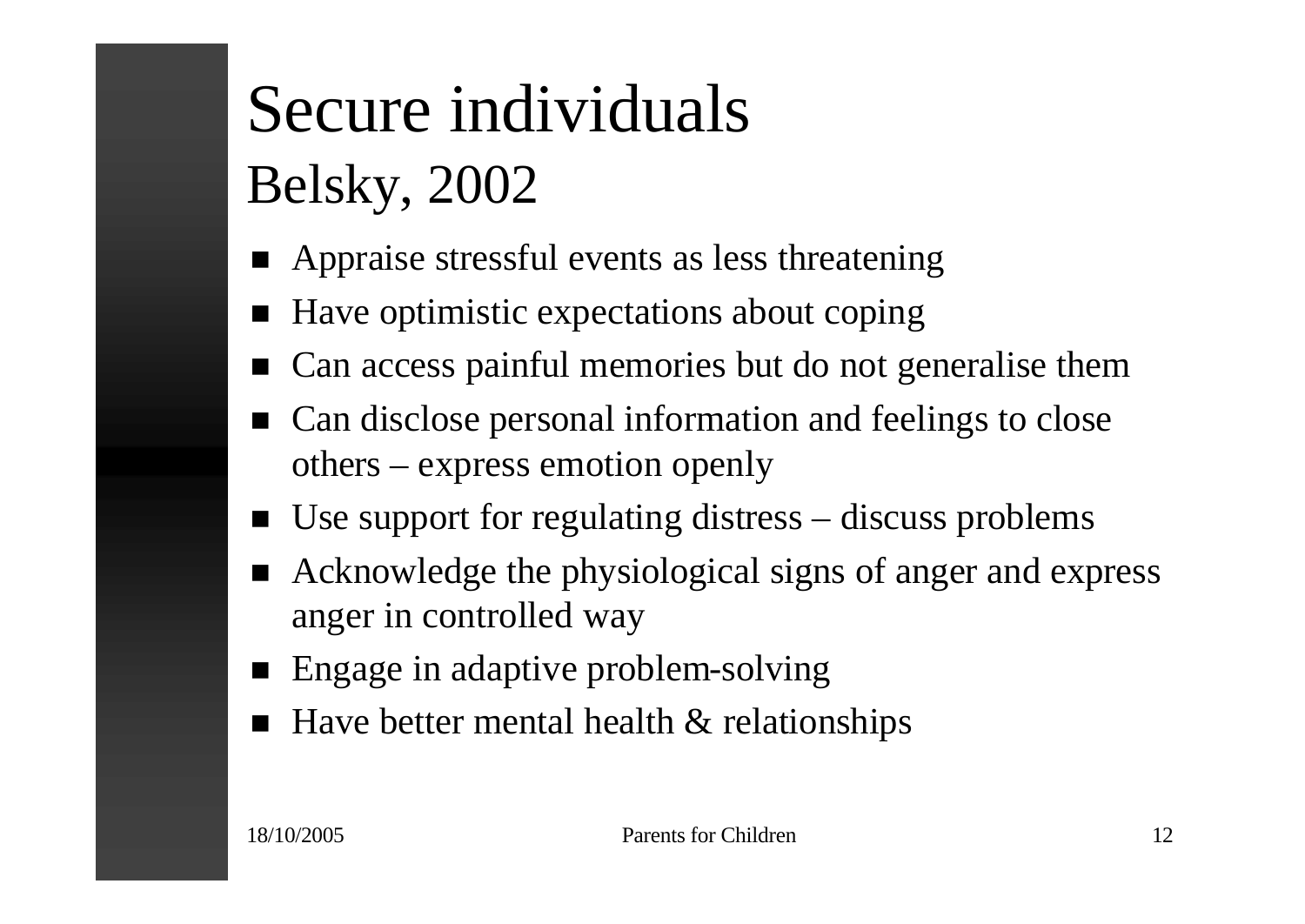# Secure individuals

## Belsky, 2002

- Appraise stressful events as less threatening
- Have optimistic expectations about coping
- Can access painful memories but do not generalise them
- Can disclose personal information and feelings to close others – express emotion openly
- Use support for regulating distress – discuss problems
- Acknowledge the physiological signs of anger and express anger in controlled way
- Engage in adaptive problem-solving
- Have better mental health & relationships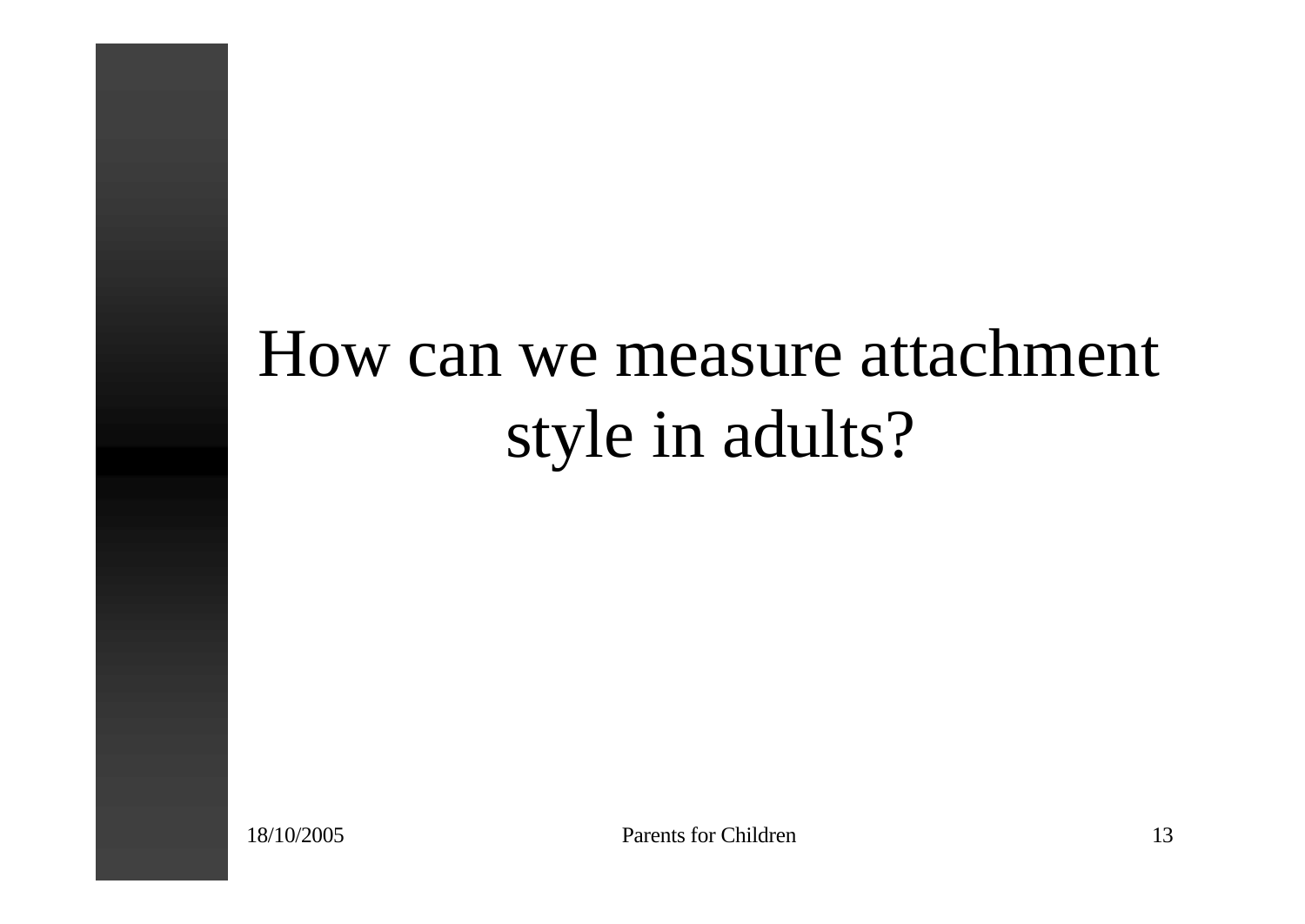# How can we measure attachment style in adults?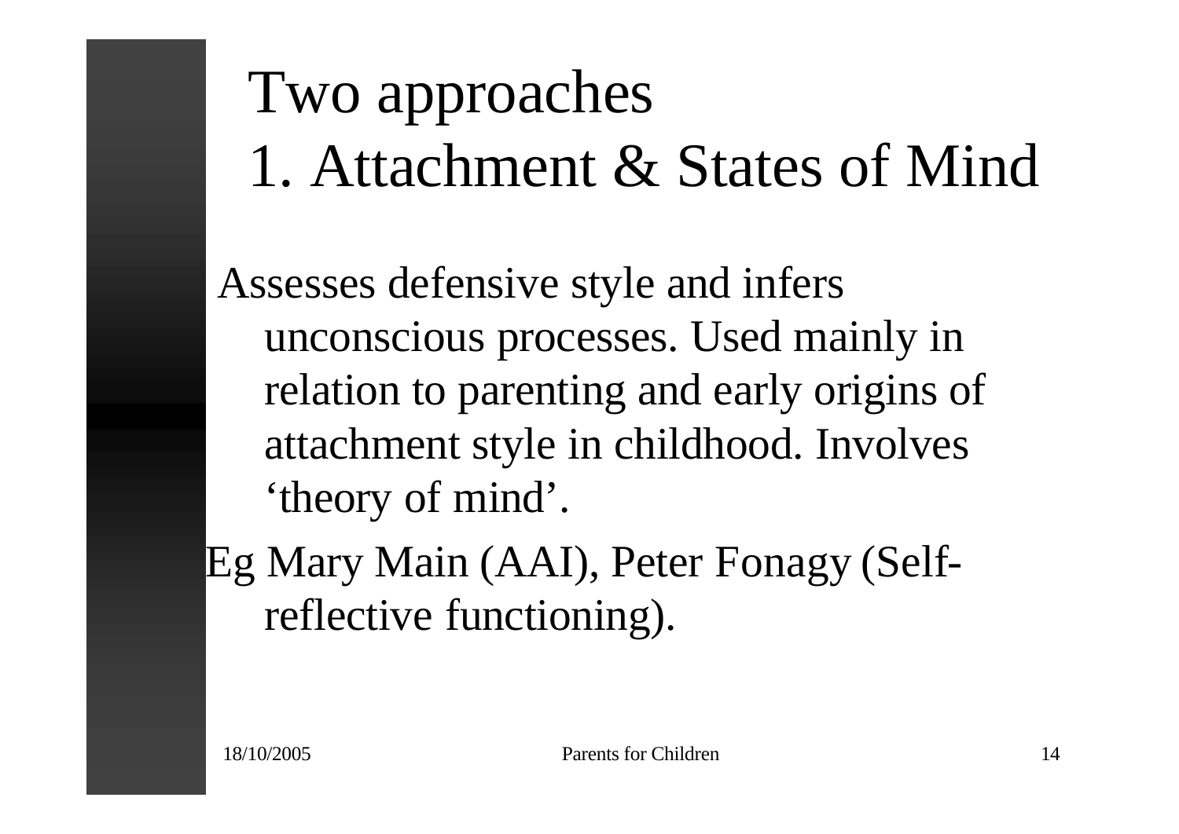# Two approaches
# 1. Attachment & States of Mind

Assesses defensive style and infers unconscious processes. Used mainly in relation to parenting and early origins of attachment style in childhood. Involves 'theory of mind'.

Eg Mary Main (AAI), Peter Fonagy (Self-reflective functioning).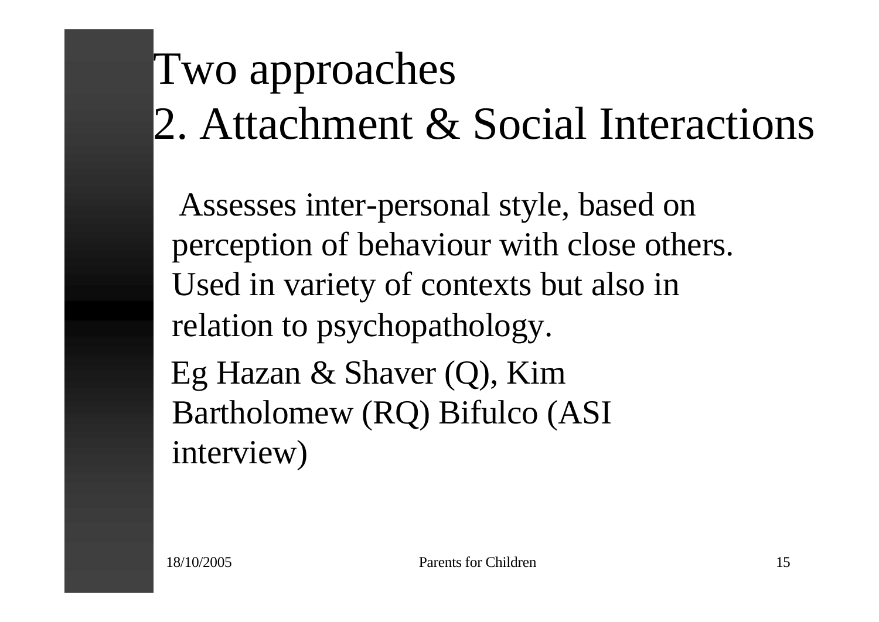# Two approaches
# 2. Attachment & Social Interactions

Assesses inter-personal style, based on perception of behaviour with close others. Used in variety of contexts but also in relation to psychopathology.

Eg Hazan & Shaver (Q), Kim Bartholomew (RQ) Bifulco (ASI interview)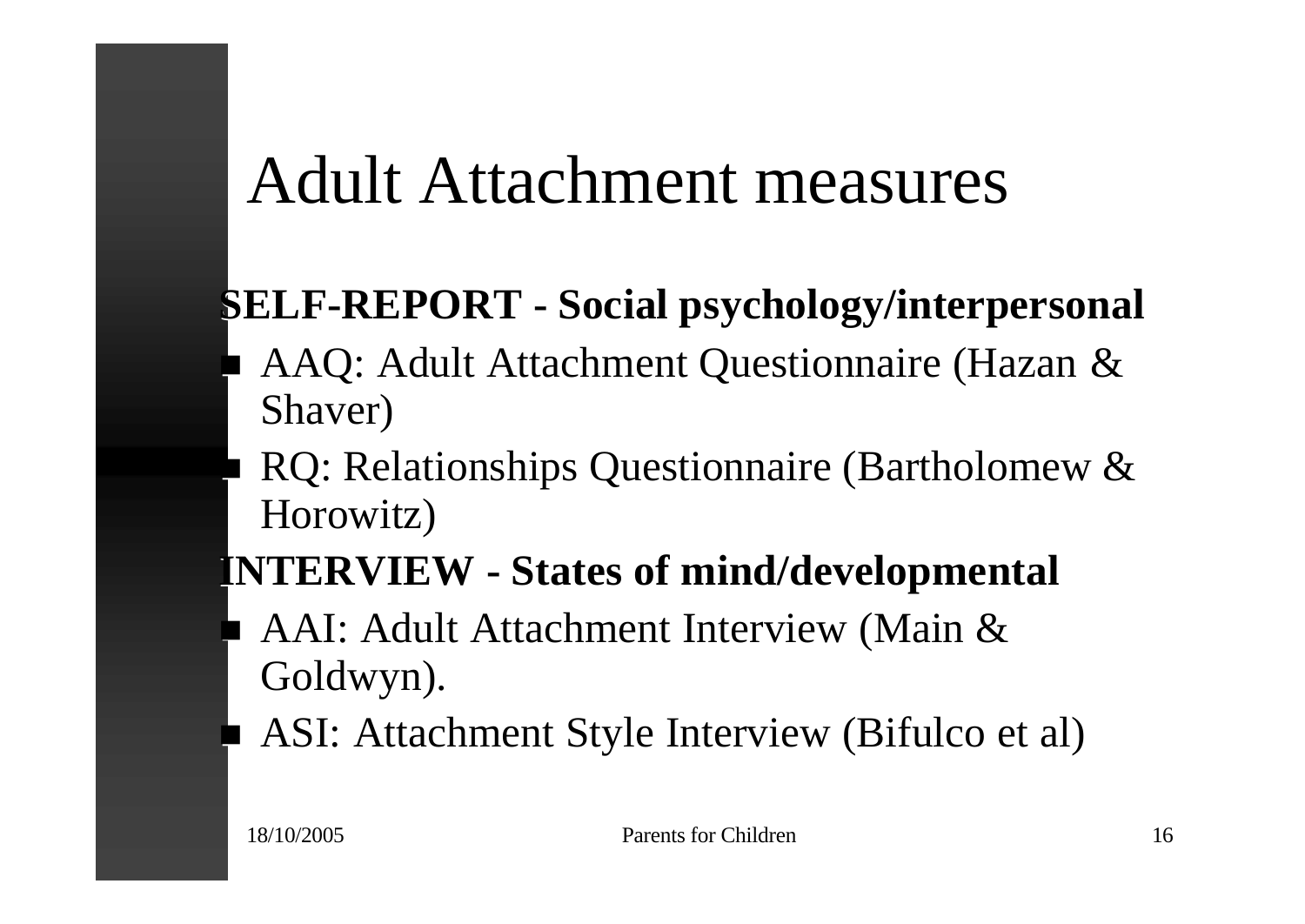# Adult Attachment measures

**SELF-REPORT - Social psychology/interpersonal**

- AAQ: Adult Attachment Questionnaire (Hazan & Shaver)
- RQ: Relationships Questionnaire (Bartholomew & Horowitz)

**INTERVIEW - States of mind/developmental**

- AAI: Adult Attachment Interview (Main & Goldwyn).
- ASI: Attachment Style Interview (Bifulco et al)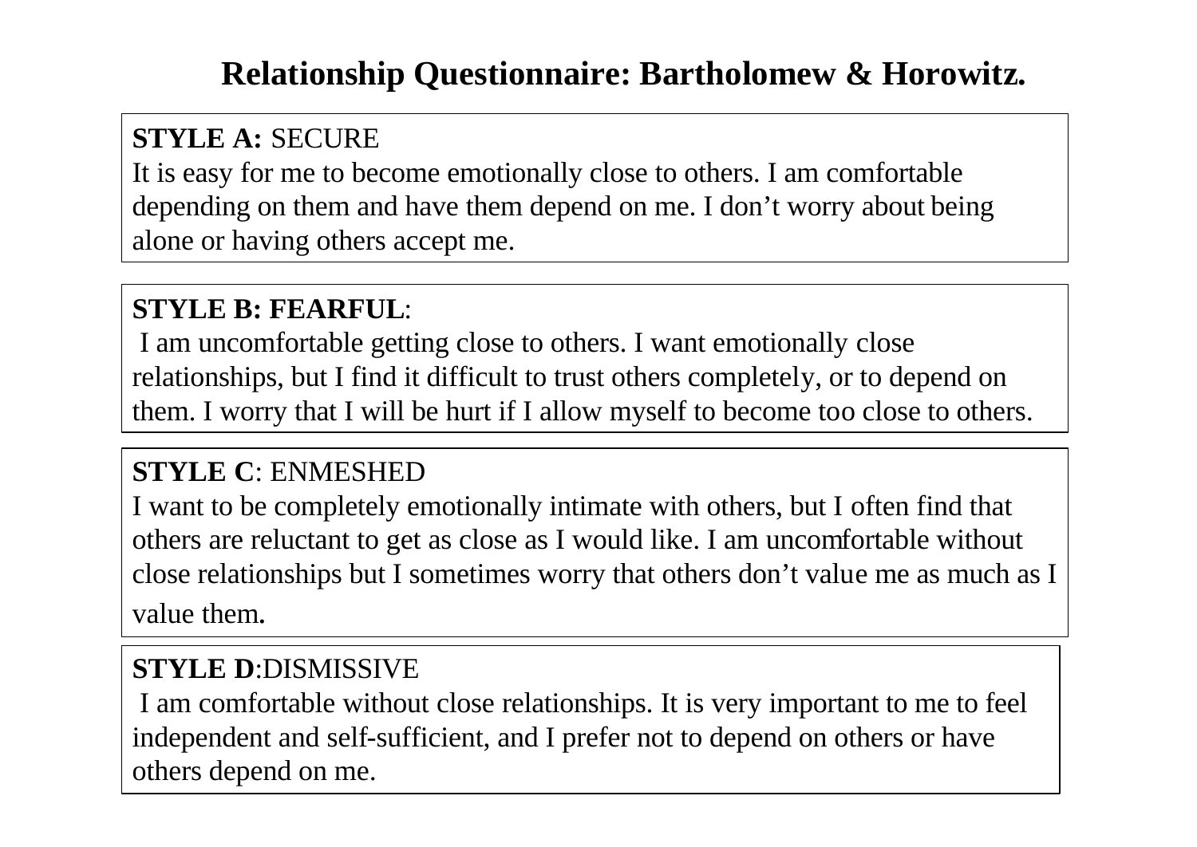# Relationship Questionnaire: Bartholomew & Horowitz.

**STYLE A:** SECURE
It is easy for me to become emotionally close to others. I am comfortable depending on them and have them depend on me. I don't worry about being alone or having others accept me.

**STYLE B: FEARFUL**:
I am uncomfortable getting close to others. I want emotionally close relationships, but I find it difficult to trust others completely, or to depend on them. I worry that I will be hurt if I allow myself to become too close to others.

**STYLE C**: ENMESHED
I want to be completely emotionally intimate with others, but I often find that others are reluctant to get as close as I would like. I am uncomfortable without close relationships but I sometimes worry that others don't value me as much as I value them.

**STYLE D**:DISMISSIVE
I am comfortable without close relationships. It is very important to me to feel independent and self-sufficient, and I prefer not to depend on others or have others depend on me.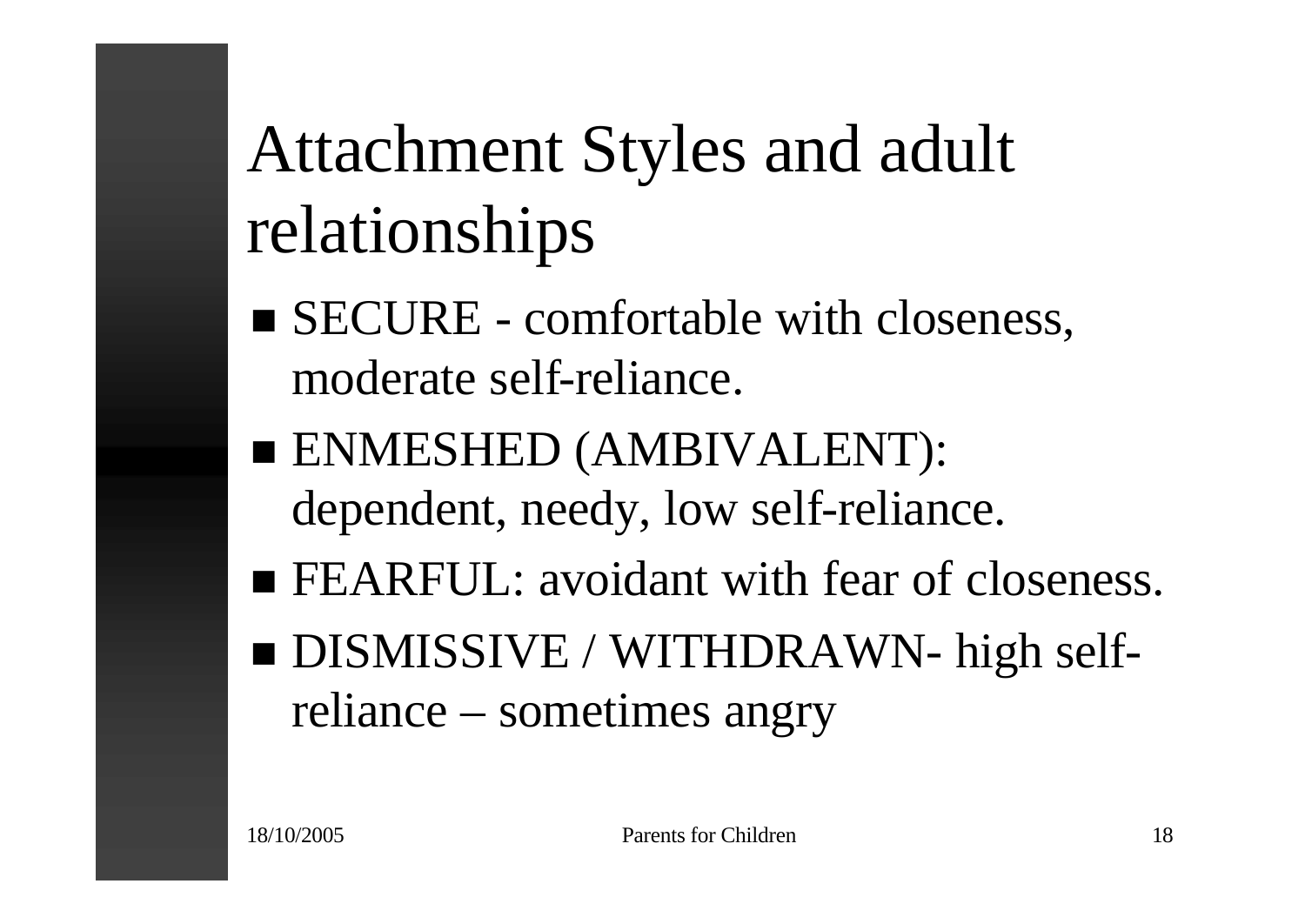# Attachment Styles and adult relationships

- SECURE - comfortable with closeness, moderate self-reliance.
- ENMESHED (AMBIVALENT): dependent, needy, low self-reliance.
- FEARFUL: avoidant with fear of closeness.
- DISMISSIVE / WITHDRAWN- high self-reliance – sometimes angry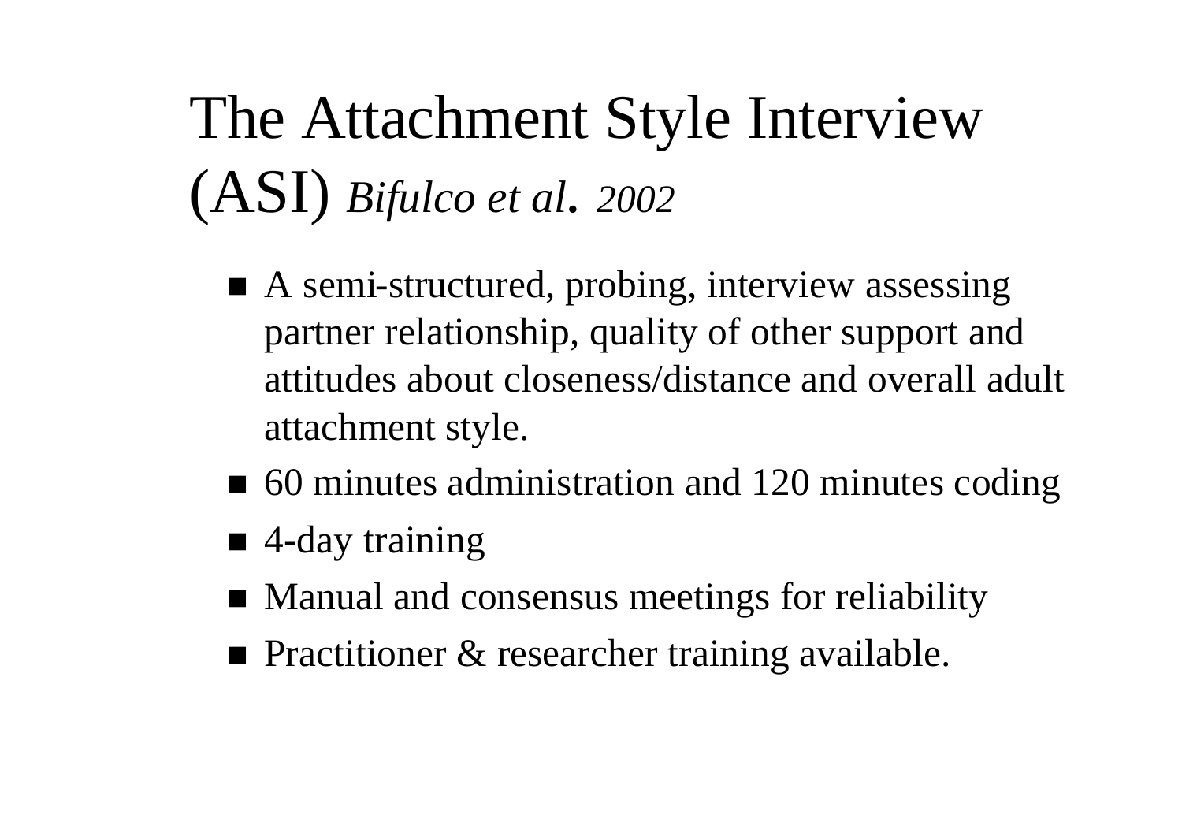# The Attachment Style Interview (ASI) *Bifulco et al. 2002*

- A semi-structured, probing, interview assessing partner relationship, quality of other support and attitudes about closeness/distance and overall adult attachment style.
- 60 minutes administration and 120 minutes coding
- 4-day training
- Manual and consensus meetings for reliability
- Practitioner & researcher training available.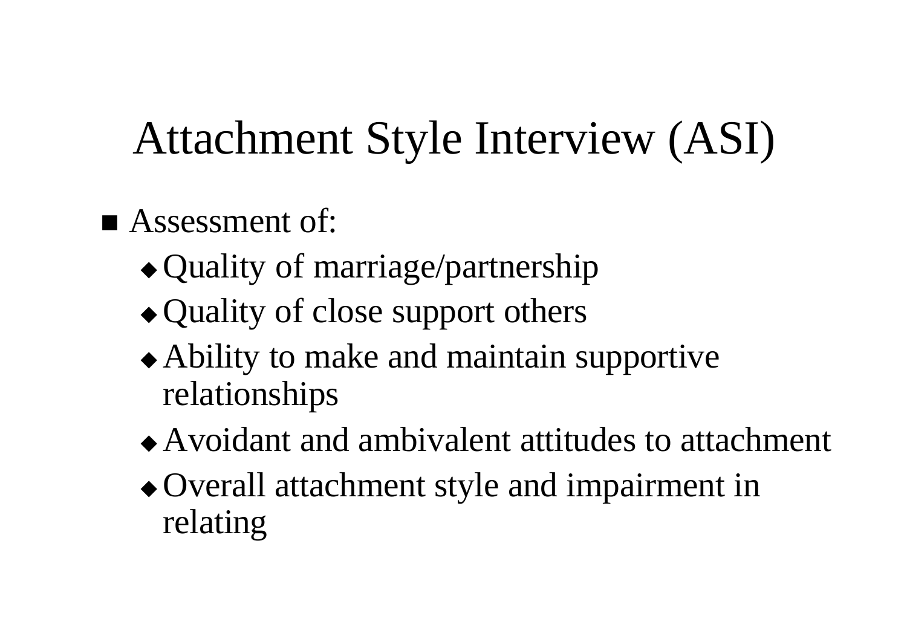# Attachment Style Interview (ASI)

- Assessment of:
  - Quality of marriage/partnership
  - Quality of close support others
  - Ability to make and maintain supportive relationships
  - Avoidant and ambivalent attitudes to attachment
  - Overall attachment style and impairment in relating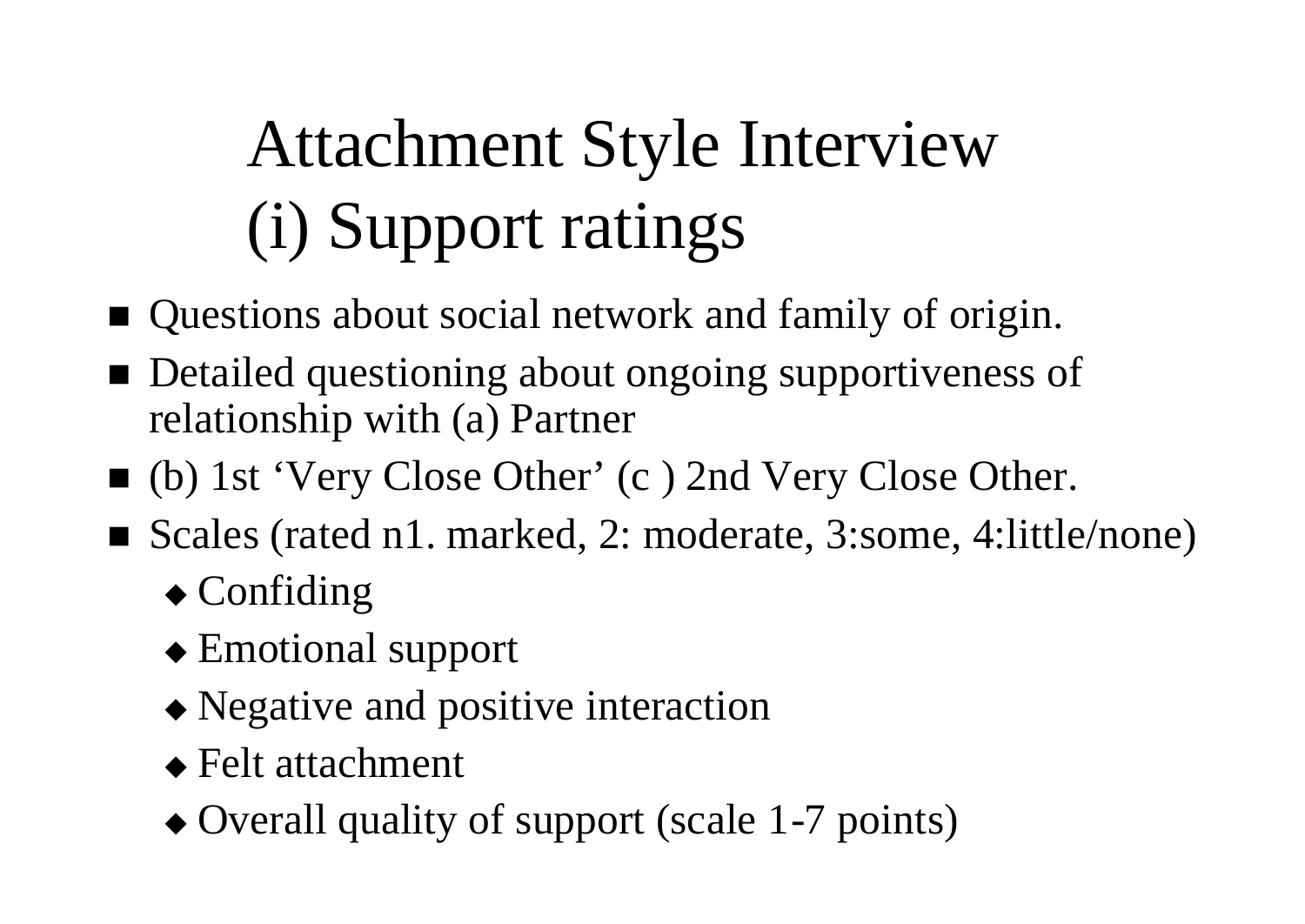# Attachment Style Interview
# (i) Support ratings

- Questions about social network and family of origin.
- Detailed questioning about ongoing supportiveness of relationship with (a) Partner
- (b) 1st 'Very Close Other' (c ) 2nd Very Close Other.
- Scales (rated n1. marked, 2: moderate, 3:some, 4:little/none)
  - Confiding
  - Emotional support
  - Negative and positive interaction
  - Felt attachment
  - Overall quality of support (scale 1-7 points)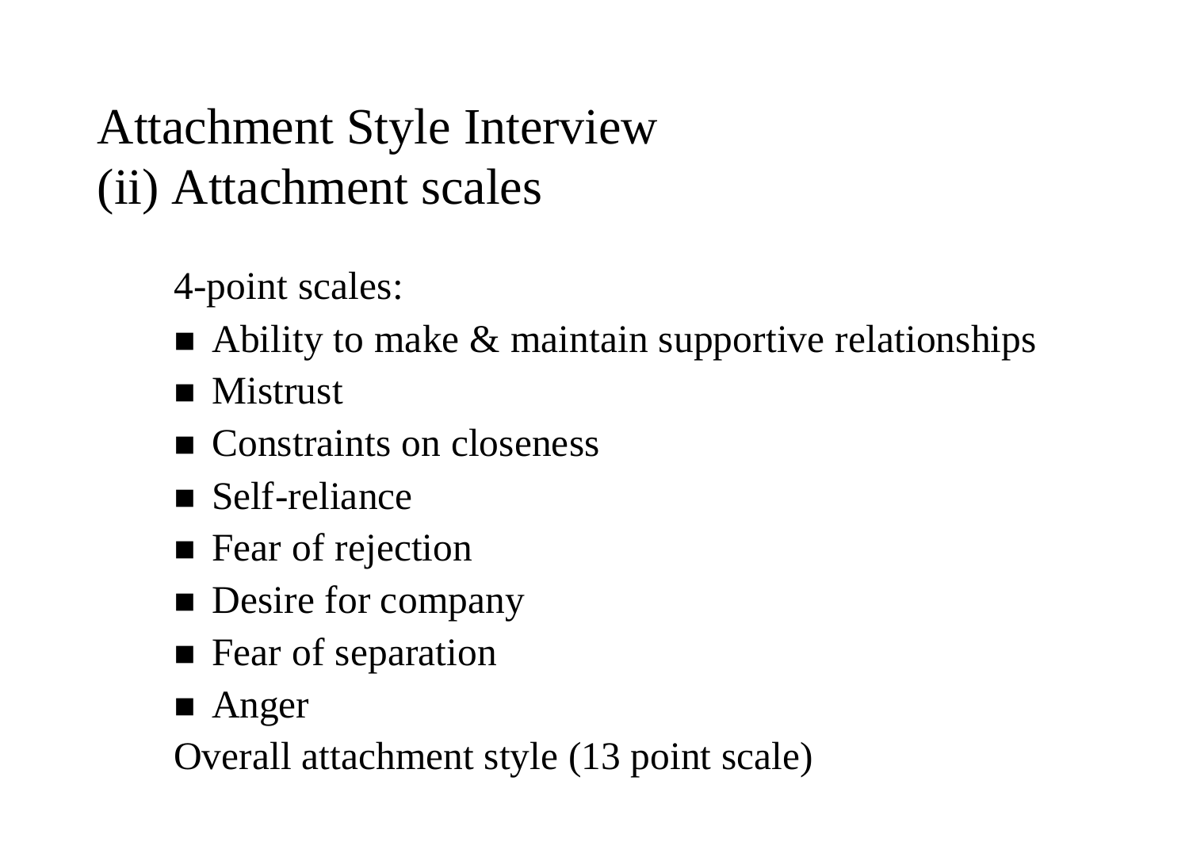# Attachment Style Interview
# (ii) Attachment scales

4-point scales:

- Ability to make & maintain supportive relationships
- Mistrust
- Constraints on closeness
- Self-reliance
- Fear of rejection
- Desire for company
- Fear of separation
- Anger

Overall attachment style (13 point scale)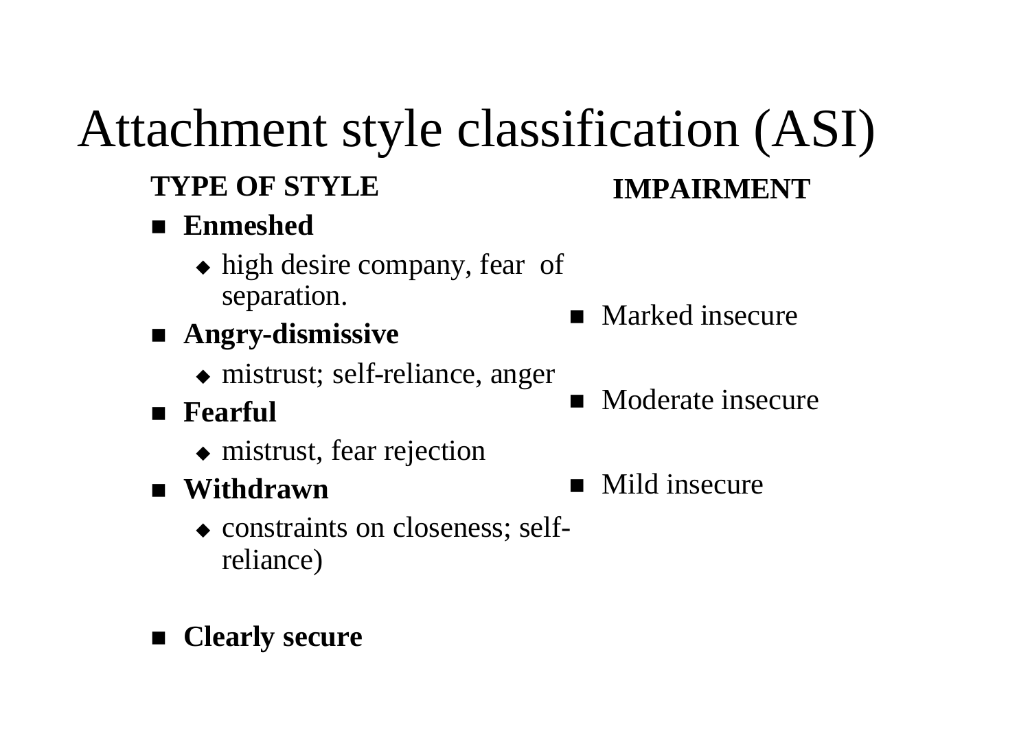# Attachment style classification (ASI)

**TYPE OF STYLE**

- **Enmeshed**
  - high desire company, fear of separation.
- **Angry-dismissive**
  - mistrust; self-reliance, anger
- **Fearful**
  - mistrust, fear rejection
- **Withdrawn**
  - constraints on closeness; self-reliance)

- **Clearly secure**

**IMPAIRMENT**

- Marked insecure
- Moderate insecure
- Mild insecure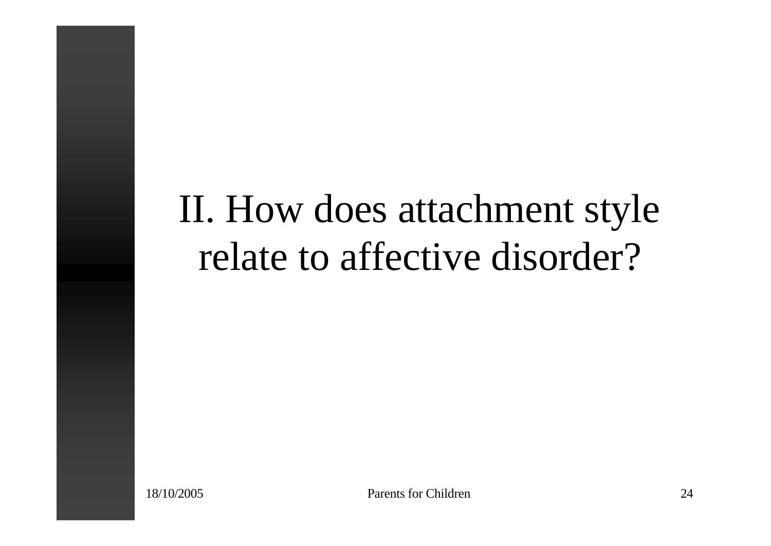# II. How does attachment style relate to affective disorder?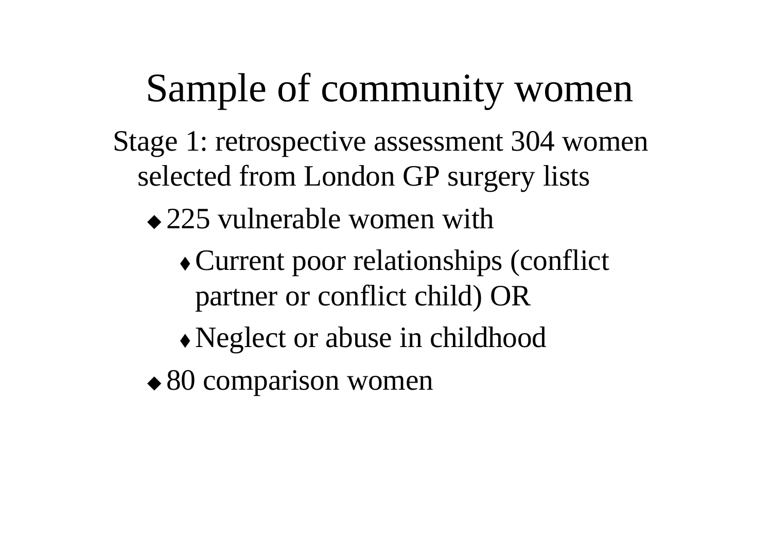# Sample of community women

Stage 1: retrospective assessment 304 women selected from London GP surgery lists

- 225 vulnerable women with
  - Current poor relationships (conflict partner or conflict child) OR
  - Neglect or abuse in childhood
- 80 comparison women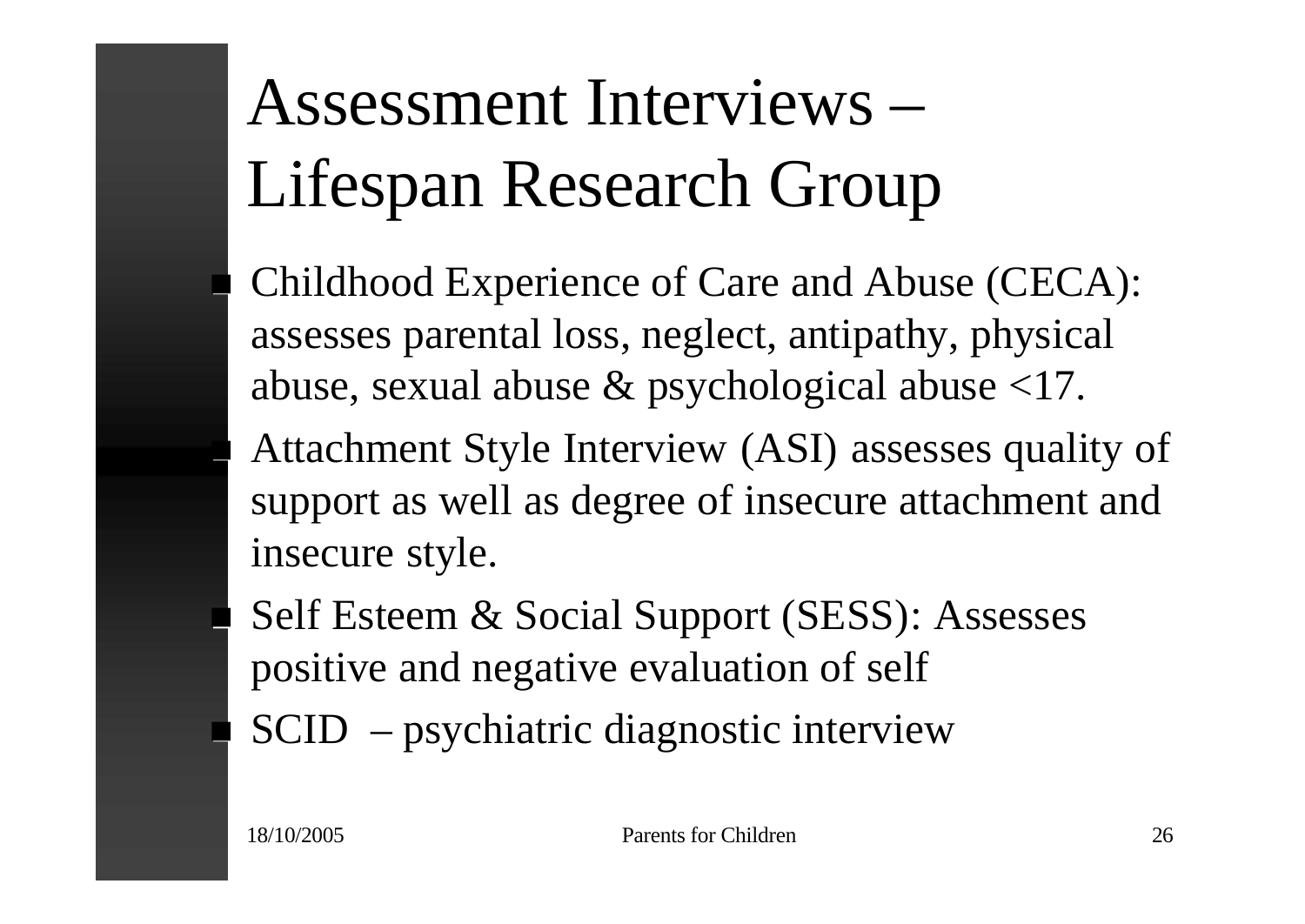# Assessment Interviews – Lifespan Research Group

- Childhood Experience of Care and Abuse (CECA): assesses parental loss, neglect, antipathy, physical abuse, sexual abuse & psychological abuse <17.
- Attachment Style Interview (ASI) assesses quality of support as well as degree of insecure attachment and insecure style.
- Self Esteem & Social Support (SESS): Assesses positive and negative evaluation of self
- SCID – psychiatric diagnostic interview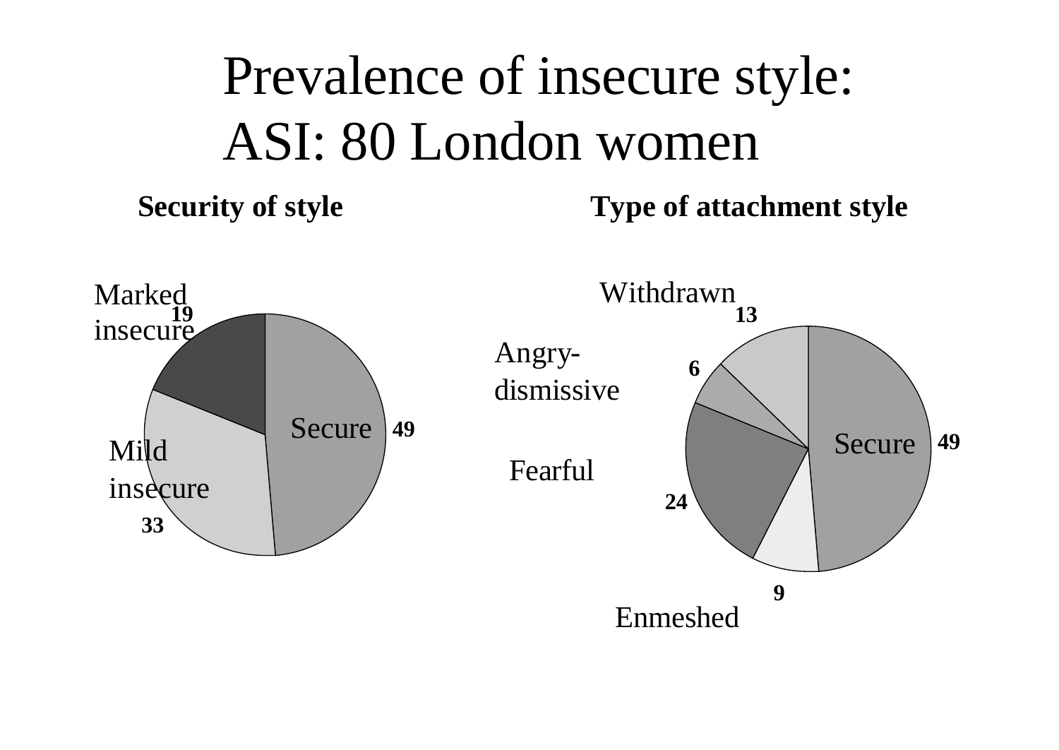# Prevalence of insecure style: ASI: 80 London women

**Security of style**

| Category | Value |
|---|---|
| Secure | 49 |
| Mild insecure | 33 |
| Marked insecure | 19 |

**Type of attachment style**

| Category | Value |
|---|---|
| Secure | 49 |
| Enmeshed | 9 |
| Fearful | 24 |
| Angry-dismissive | 6 |
| Withdrawn | 13 |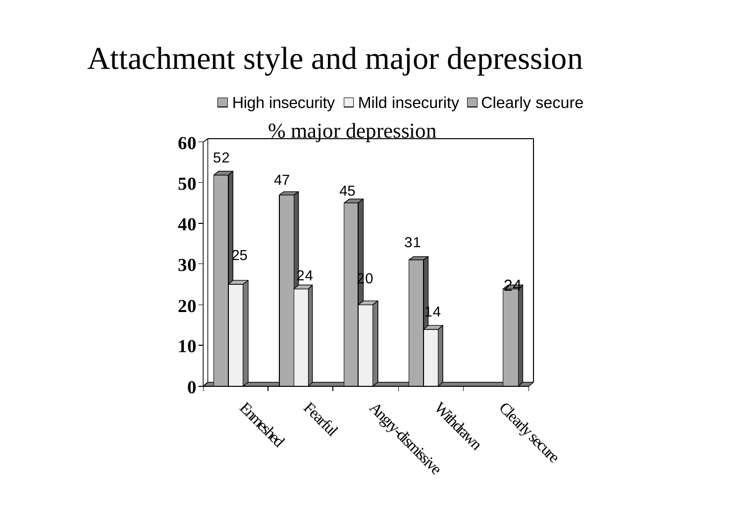# Attachment style and major depression

% major depression

| Attachment style | High insecurity | Mild insecurity | Clearly secure |
|---|---|---|---|
| Enmeshed | 52 | 25 | |
| Fearful | 47 | 24 | |
| Angry-dismissive | 45 | 20 | |
| Withdrawn | 31 | 14 | |
| Clearly secure | | | 24 |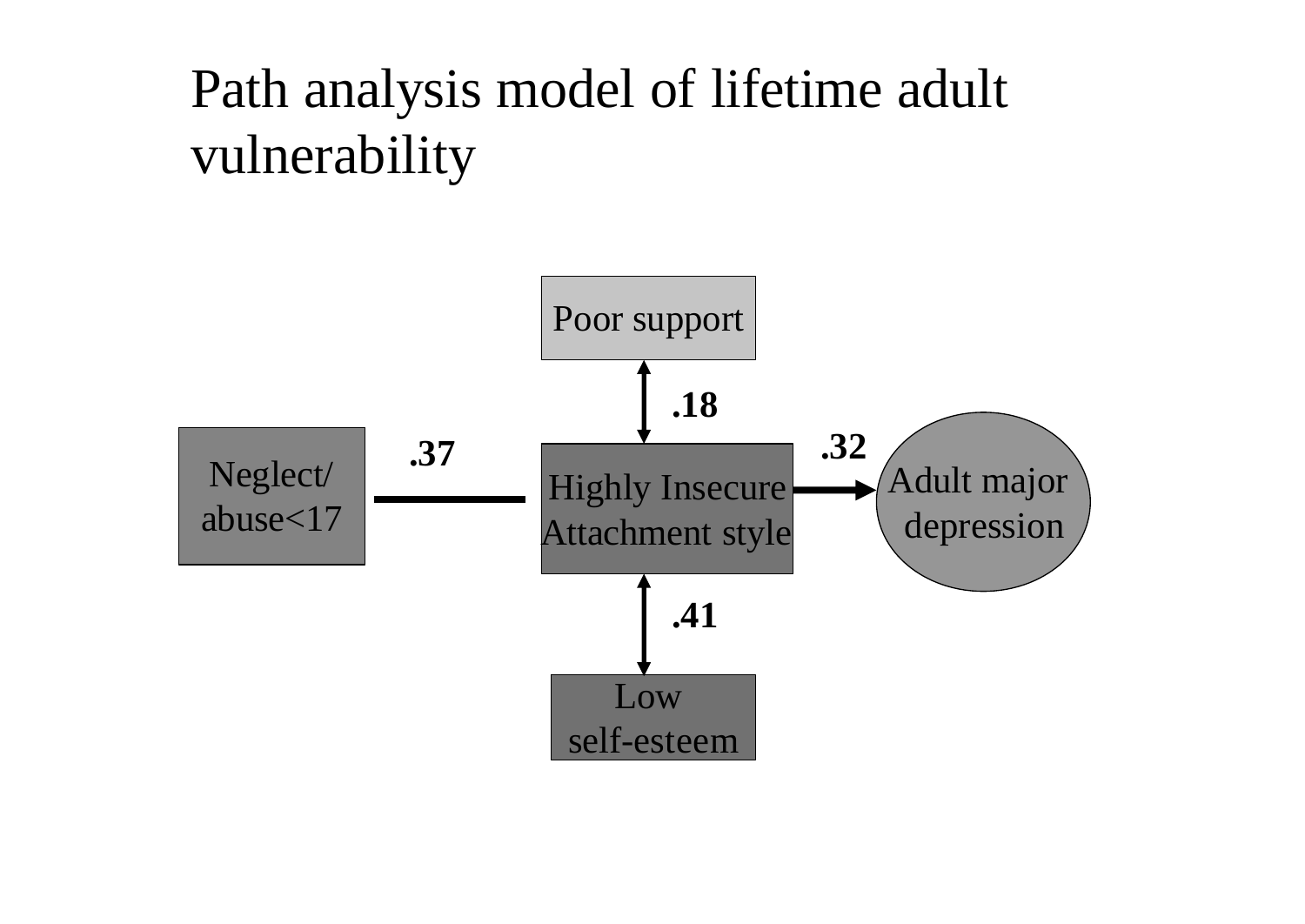# Path analysis model of lifetime adult vulnerability

Poor support

.18

Neglect/ abuse<17

.37

Highly Insecure Attachment style

.32

Adult major depression

.41

Low self-esteem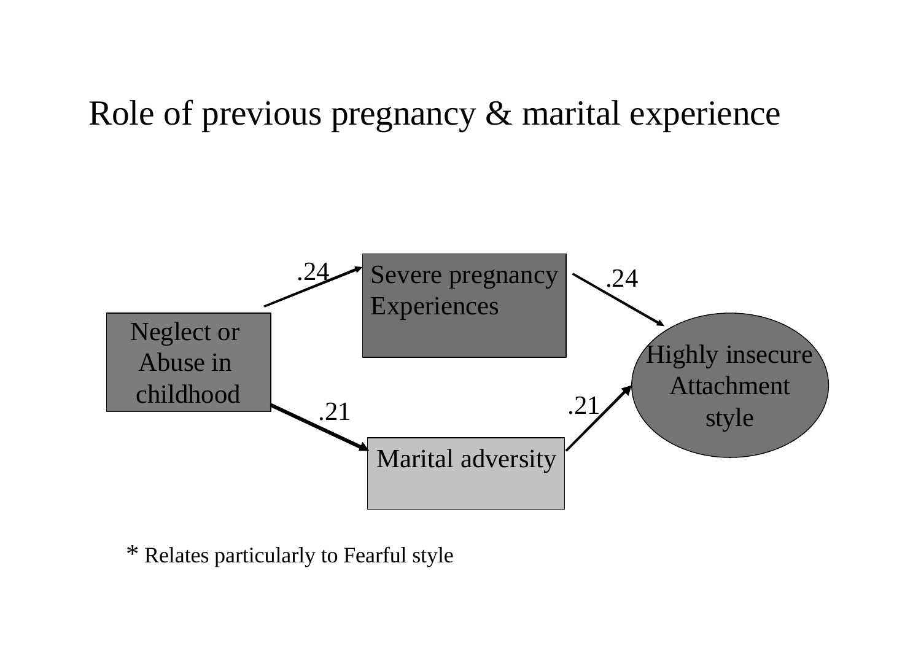# Role of previous pregnancy & marital experience

Neglect or Abuse in childhood

.24

Severe pregnancy Experiences

.24

.21

Marital adversity

.21

Highly insecure Attachment style

* Relates particularly to Fearful style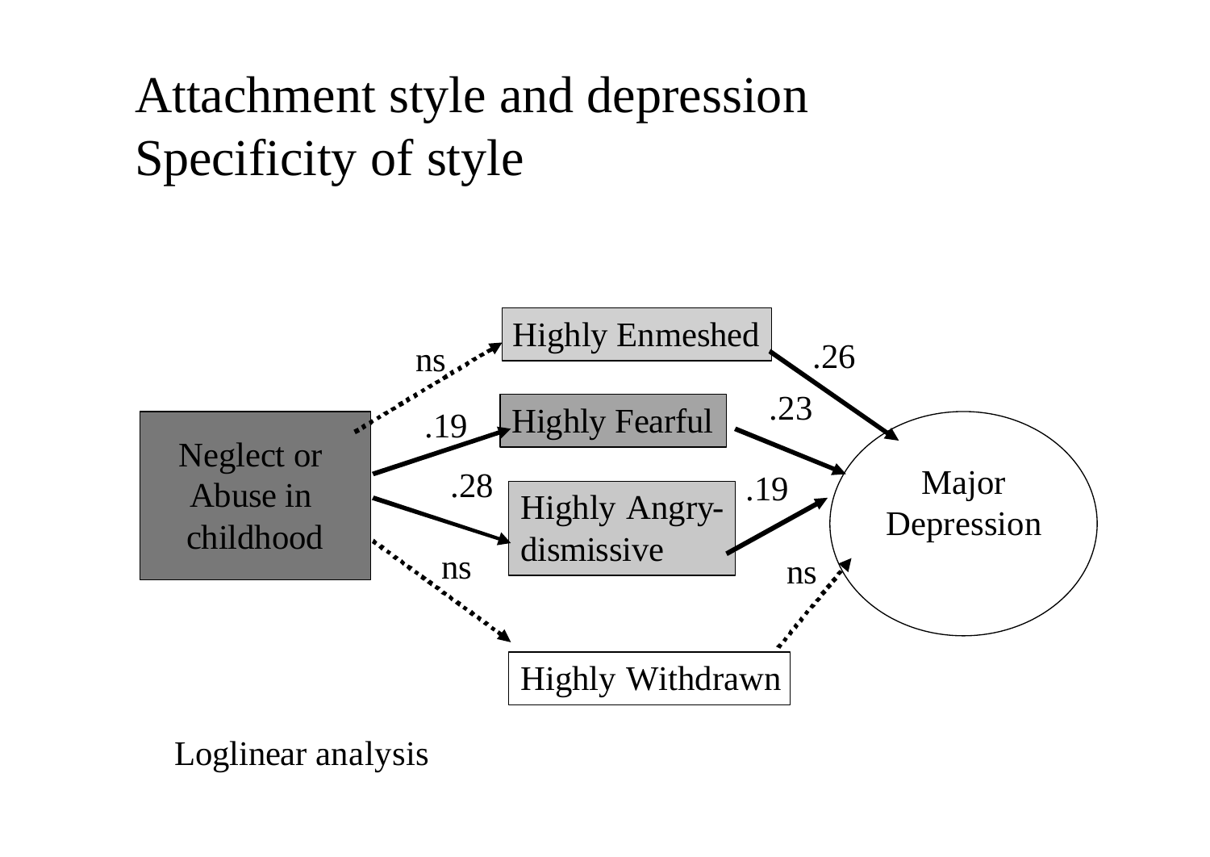# Attachment style and depression
# Specificity of style

Neglect or Abuse in childhood

Highly Enmeshed

Highly Fearful

Highly Angry-dismissive

Highly Withdrawn

Major Depression

ns .26

.19 .23

.28 .19

ns ns

Loglinear analysis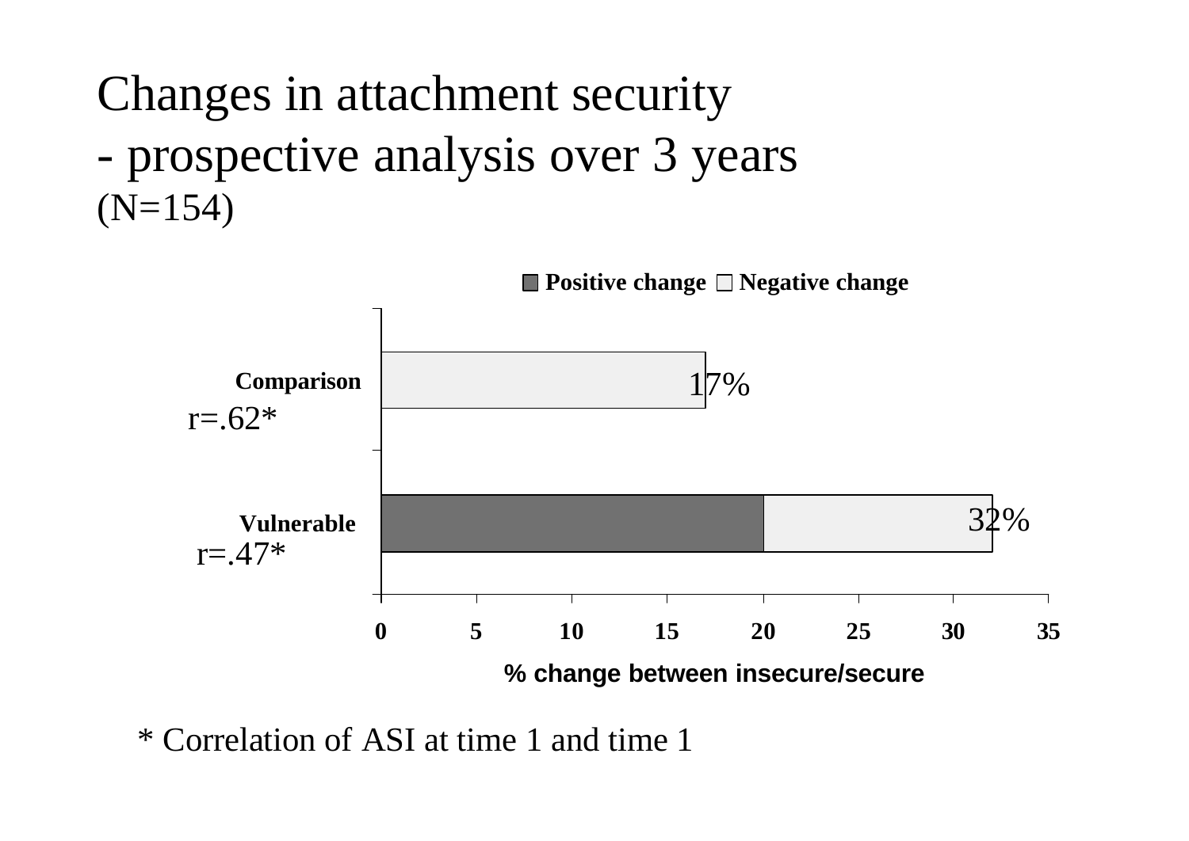# Changes in attachment security
# - prospective analysis over 3 years
(N=154)

■ Positive change □ Negative change

Comparison
r=.62*

17%

Vulnerable
r=.47*

32%

0 5 10 15 20 25 30 35

% change between insecure/secure

\* Correlation of ASI at time 1 and time 1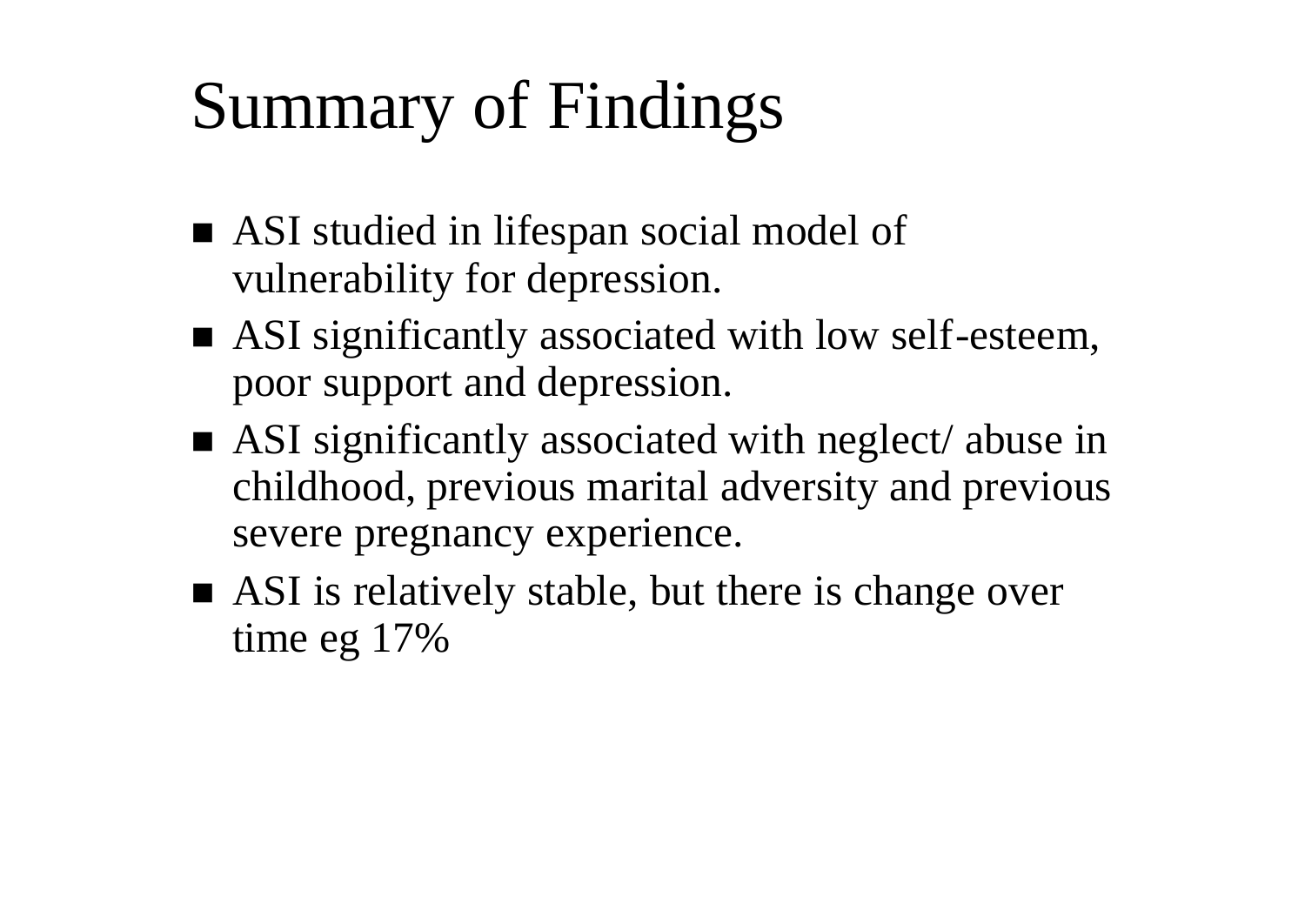# Summary of Findings

- ASI studied in lifespan social model of vulnerability for depression.
- ASI significantly associated with low self-esteem, poor support and depression.
- ASI significantly associated with neglect/ abuse in childhood, previous marital adversity and previous severe pregnancy experience.
- ASI is relatively stable, but there is change over time eg 17%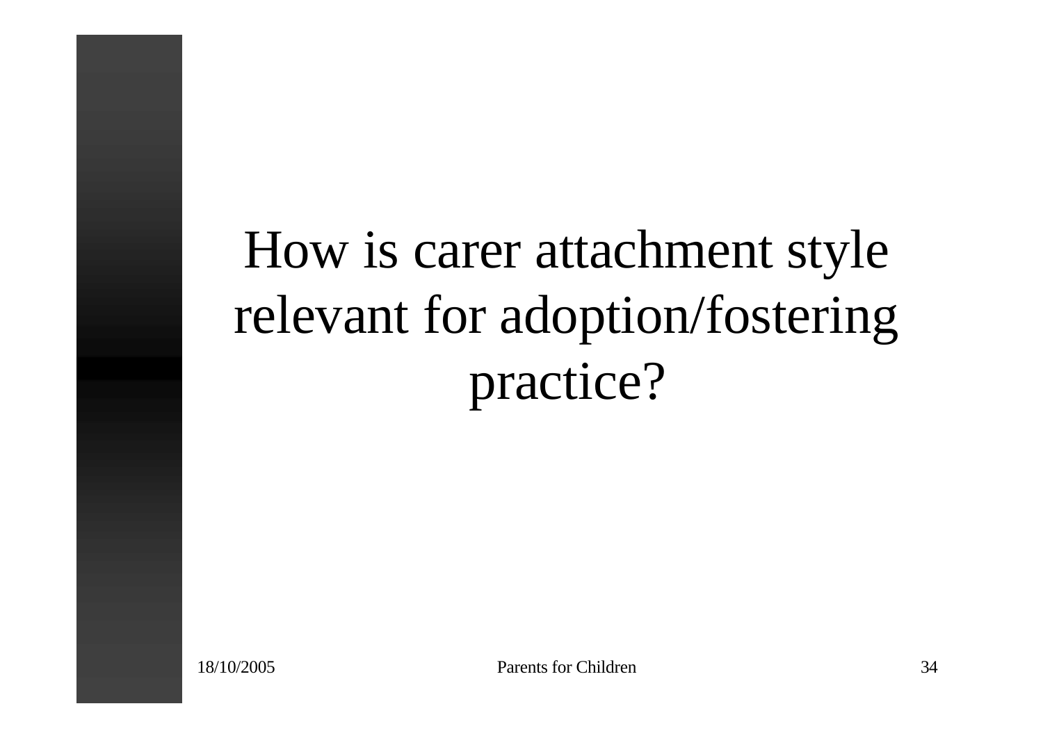# How is carer attachment style relevant for adoption/fostering practice?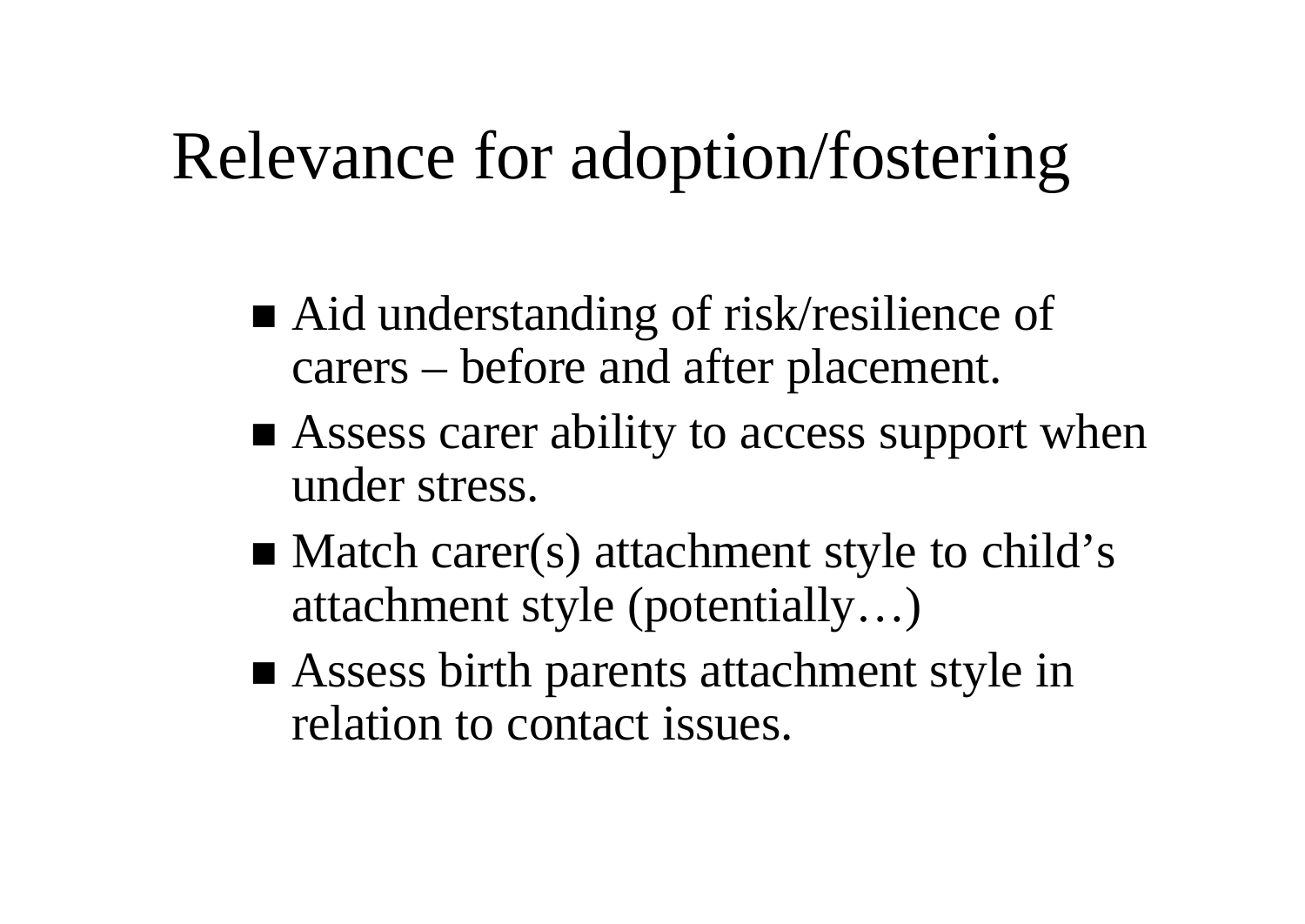# Relevance for adoption/fostering

- Aid understanding of risk/resilience of carers – before and after placement.
- Assess carer ability to access support when under stress.
- Match carer(s) attachment style to child's attachment style (potentially…)
- Assess birth parents attachment style in relation to contact issues.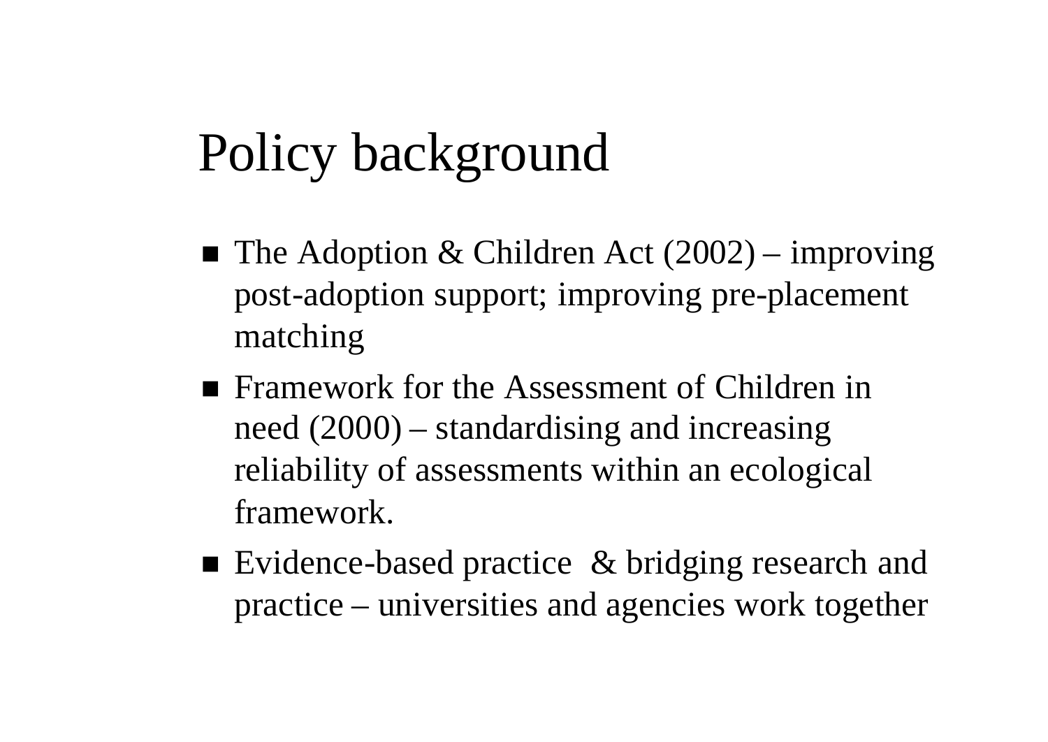# Policy background

- The Adoption & Children Act (2002) – improving post-adoption support; improving pre-placement matching
- Framework for the Assessment of Children in need (2000) – standardising and increasing reliability of assessments within an ecological framework.
- Evidence-based practice & bridging research and practice – universities and agencies work together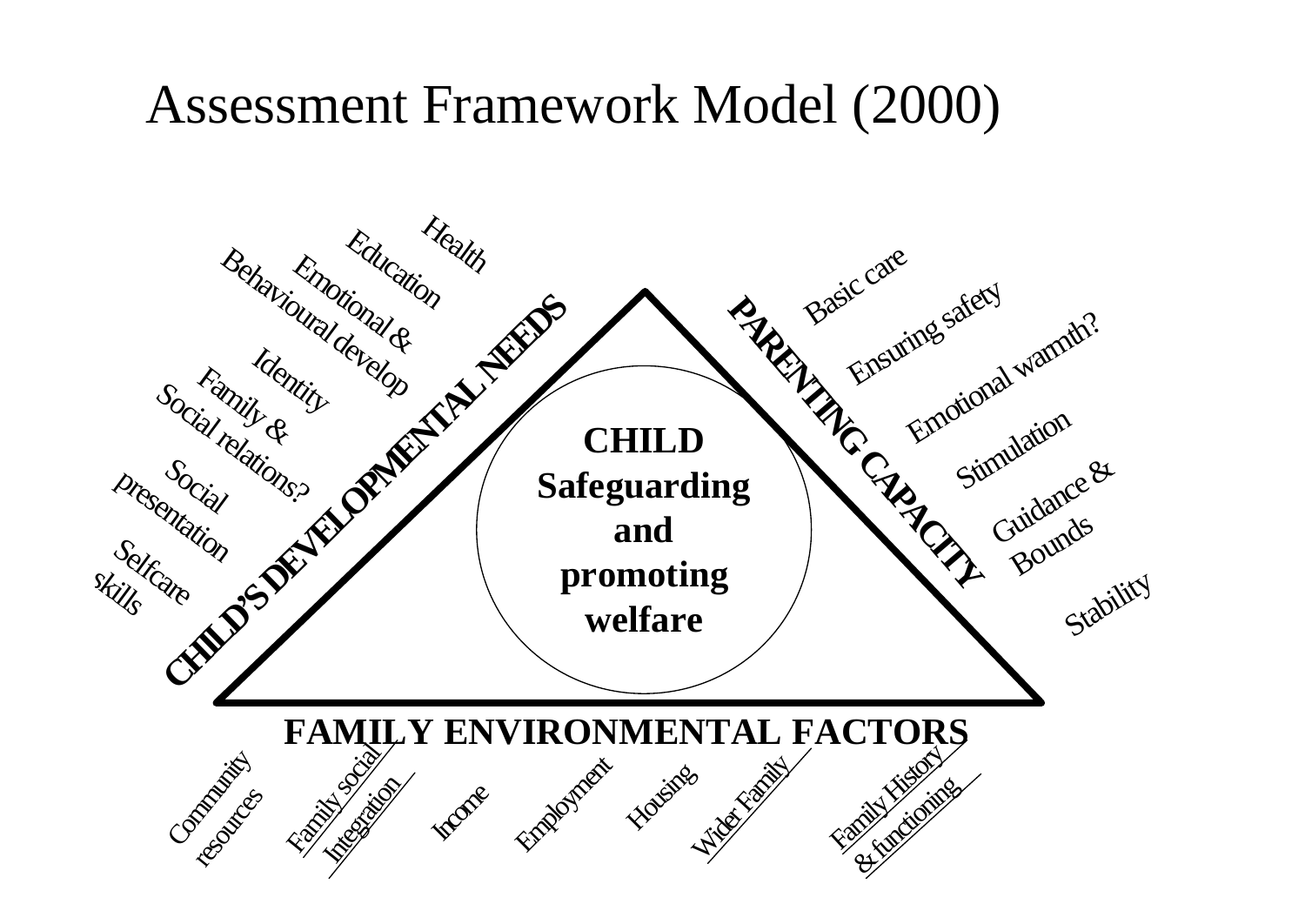# Assessment Framework Model (2000)

**CHILD Safeguarding and promoting welfare**

**CHILD'S DEVELOPMENTAL NEEDS**

- Health
- Education
- Emotional & Behavioural develop
- Identity
- Family & Social relations?
- Social presentation
- Selfcare skills

**PARENTING CAPACITY**

- Basic care
- Ensuring safety
- Emotional warmth?
- Stimulation
- Guidance & Bounds
- Stability

**FAMILY ENVIRONMENTAL FACTORS**

- Community resources
- Family social Integration
- Income
- Employment
- Housing
- Wider Family
- Family History & functioning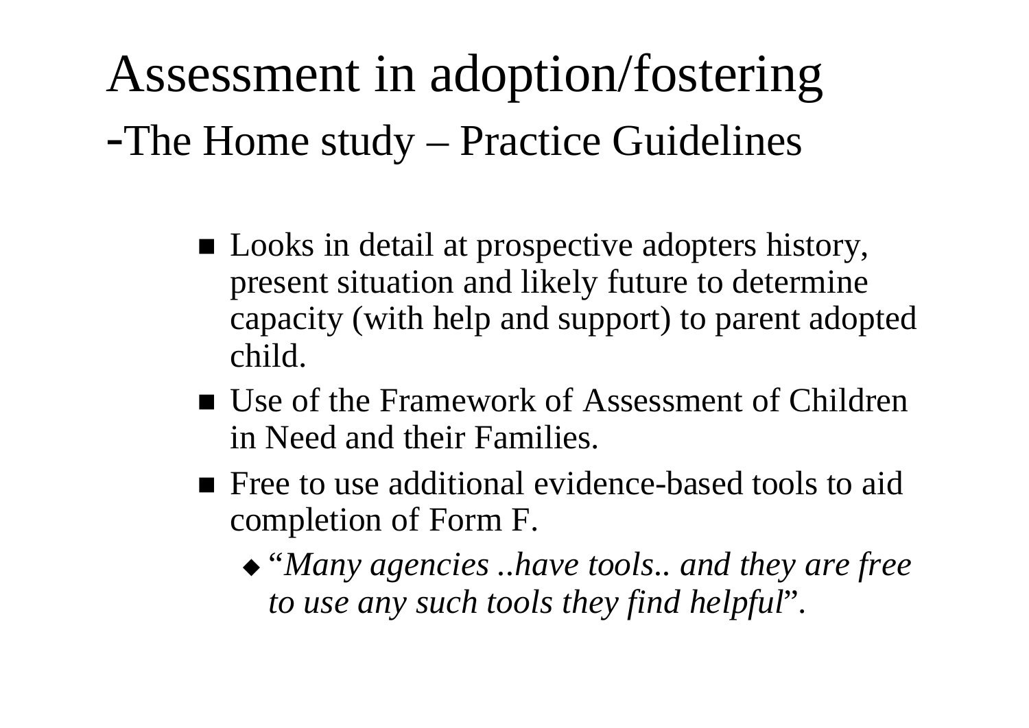# Assessment in adoption/fostering

## -The Home study – Practice Guidelines

- Looks in detail at prospective adopters history, present situation and likely future to determine capacity (with help and support) to parent adopted child.
- Use of the Framework of Assessment of Children in Need and their Families.
- Free to use additional evidence-based tools to aid completion of Form F.
  - "*Many agencies ..have tools.. and they are free to use any such tools they find helpful*".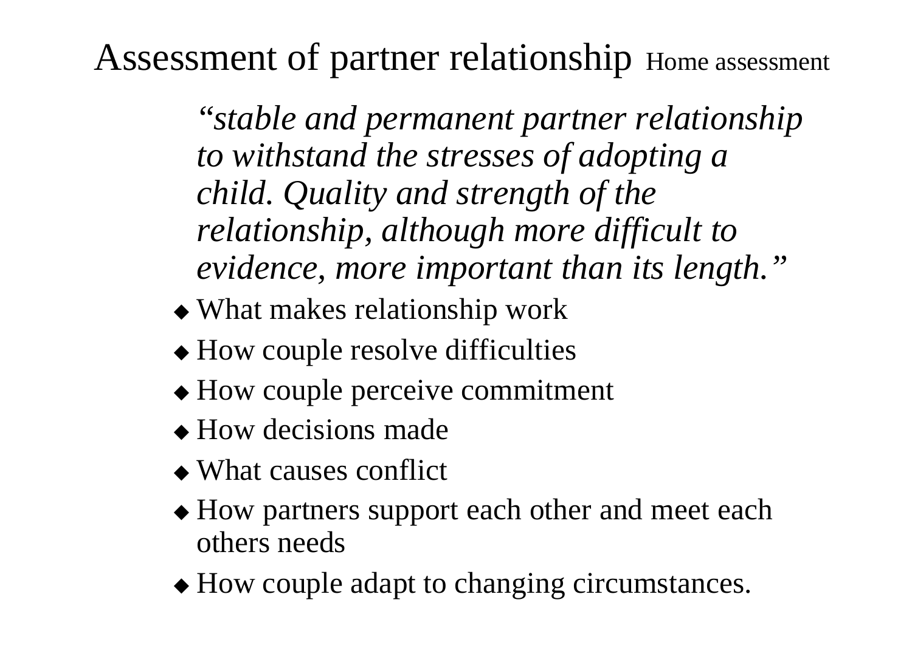# Assessment of partner relationship Home assessment

*"stable and permanent partner relationship to withstand the stresses of adopting a child. Quality and strength of the relationship, although more difficult to evidence, more important than its length."*

- What makes relationship work
- How couple resolve difficulties
- How couple perceive commitment
- How decisions made
- What causes conflict
- How partners support each other and meet each others needs
- How couple adapt to changing circumstances.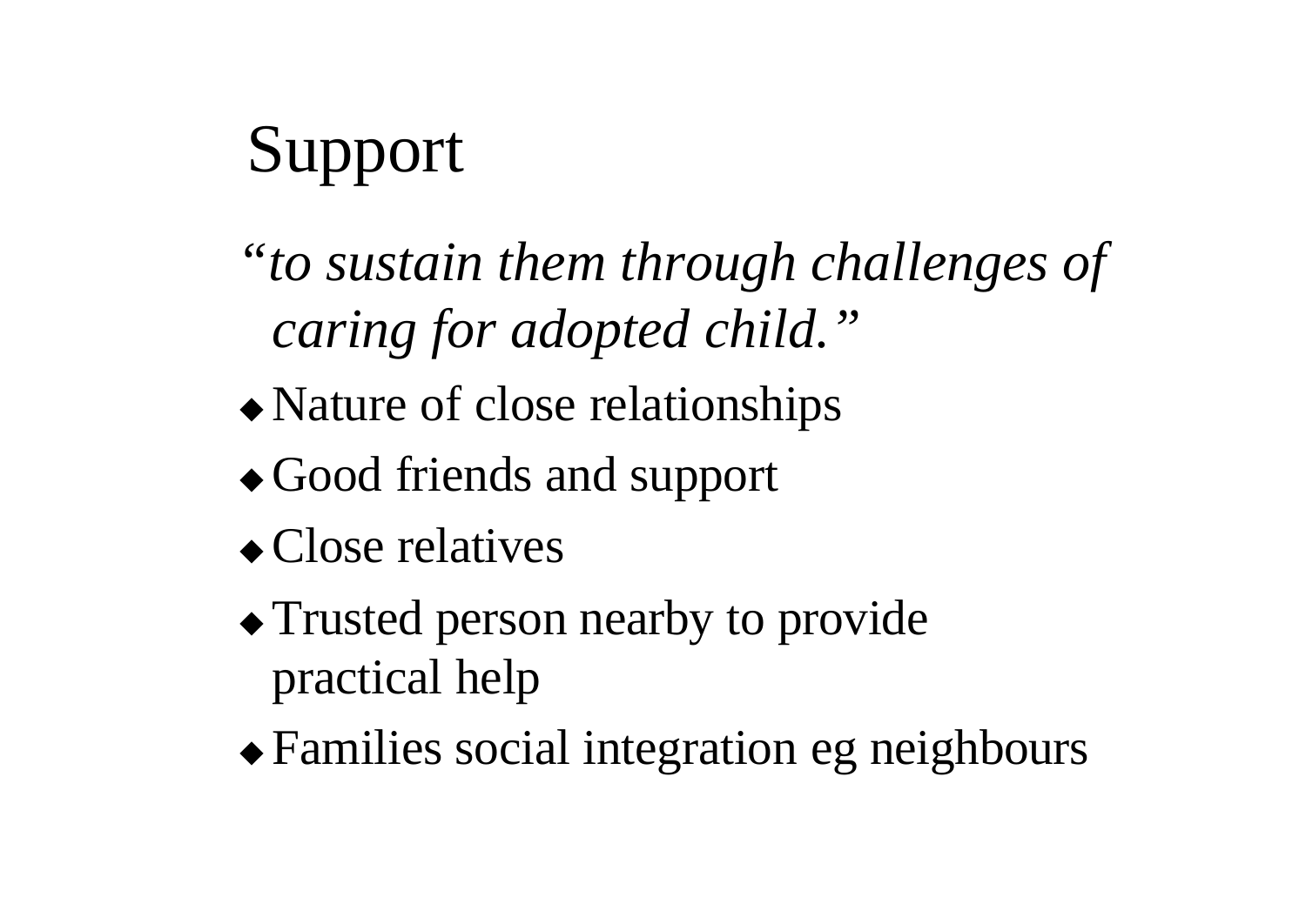# Support

*"to sustain them through challenges of caring for adopted child."*

- Nature of close relationships
- Good friends and support
- Close relatives
- Trusted person nearby to provide practical help
- Families social integration eg neighbours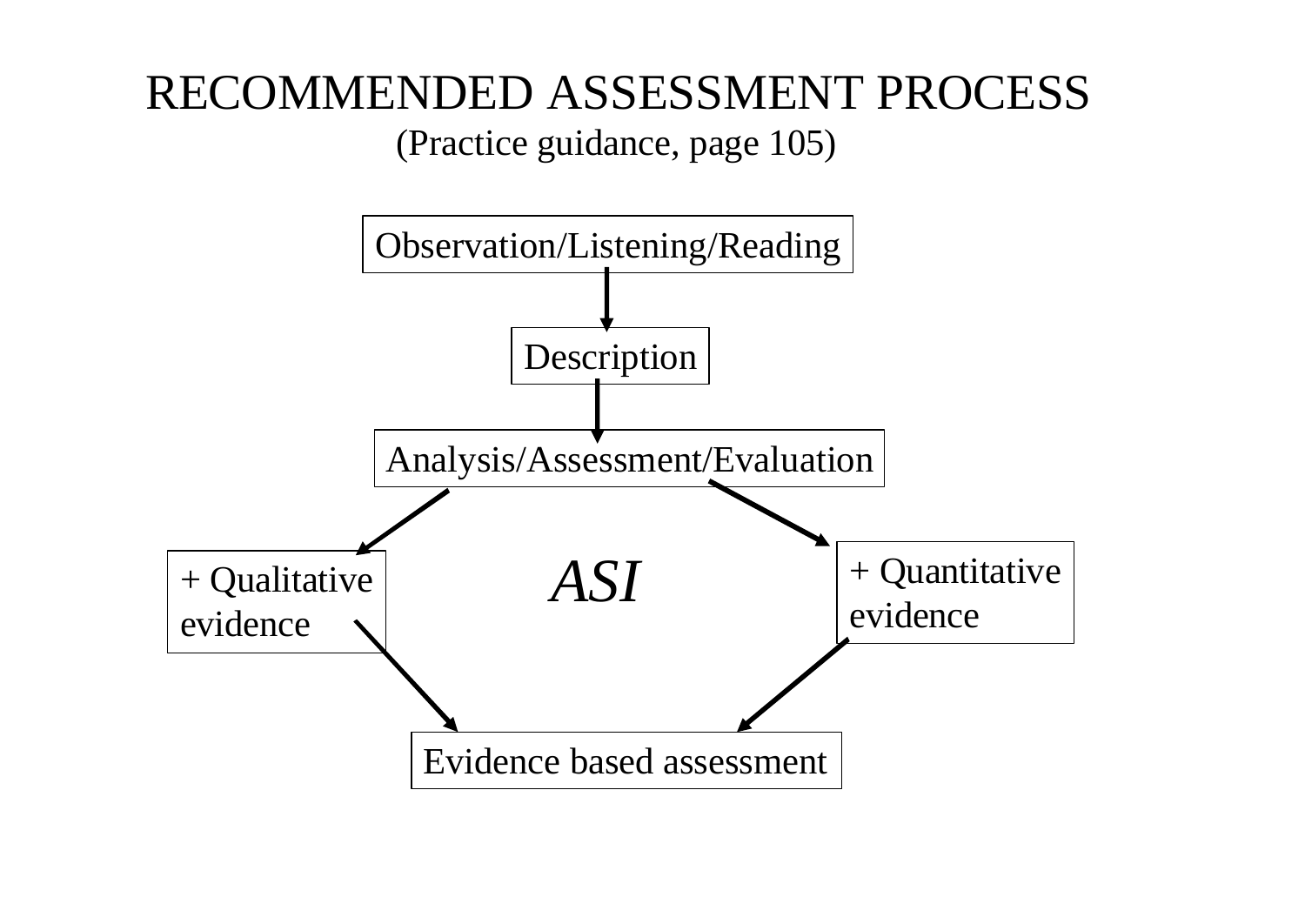# RECOMMENDED ASSESSMENT PROCESS

(Practice guidance, page 105)

Observation/Listening/Reading

↓

Description

↓

Analysis/Assessment/Evaluation

↙ ↘

+ Qualitative evidence | *ASI* | + Quantitative evidence

↘ ↙

Evidence based assessment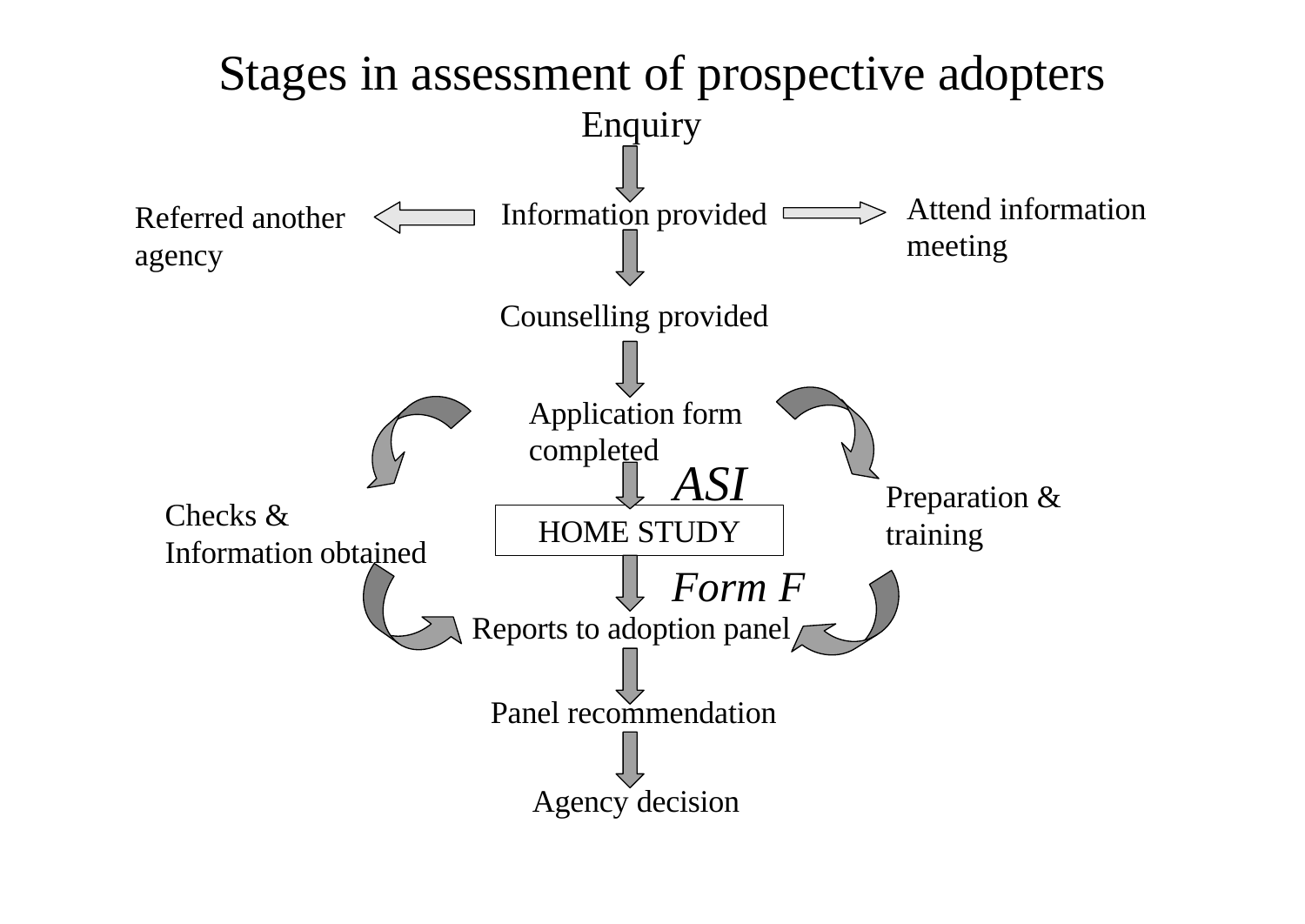# Stages in assessment of prospective adopters

Enquiry

Information provided

Referred another agency

Attend information meeting

Counselling provided

Application form completed

*ASI*

Checks & Information obtained

HOME STUDY

Preparation & training

*Form F*

Reports to adoption panel

Panel recommendation

Agency decision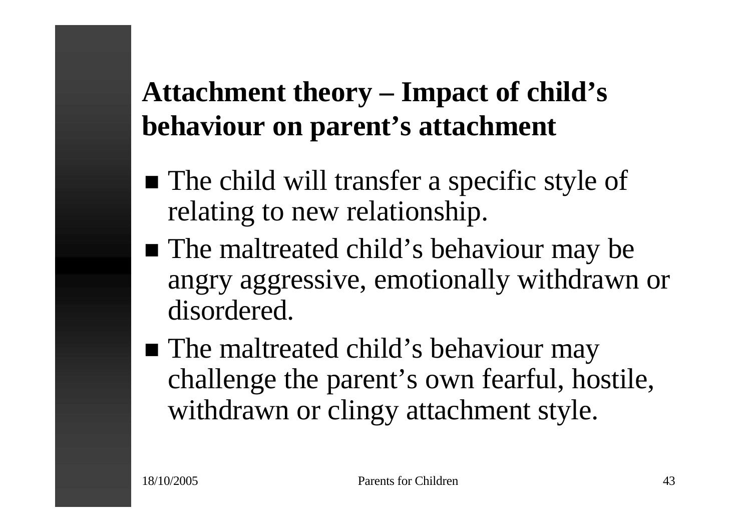## Attachment theory – Impact of child's behaviour on parent's attachment

- The child will transfer a specific style of relating to new relationship.
- The maltreated child's behaviour may be angry aggressive, emotionally withdrawn or disordered.
- The maltreated child's behaviour may challenge the parent's own fearful, hostile, withdrawn or clingy attachment style.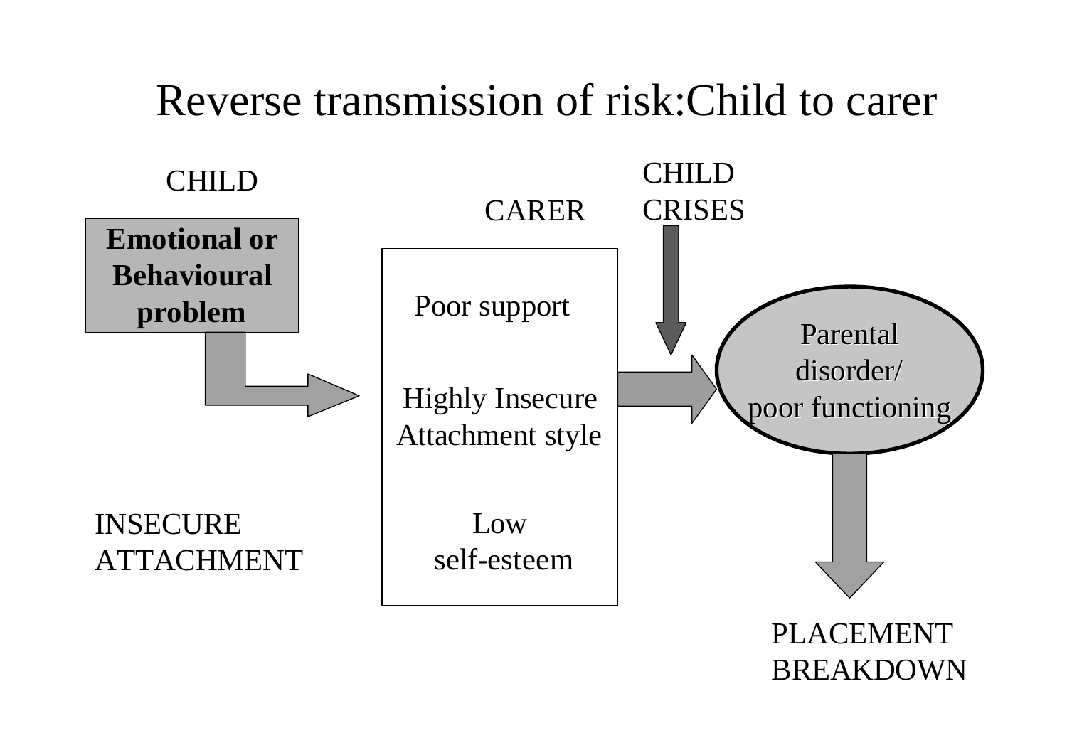# Reverse transmission of risk:Child to carer

CHILD

**Emotional or Behavioural problem**

INSECURE ATTACHMENT

CARER

Poor support

Highly Insecure Attachment style

Low self-esteem

CHILD CRISES

Parental disorder/ poor functioning

PLACEMENT BREAKDOWN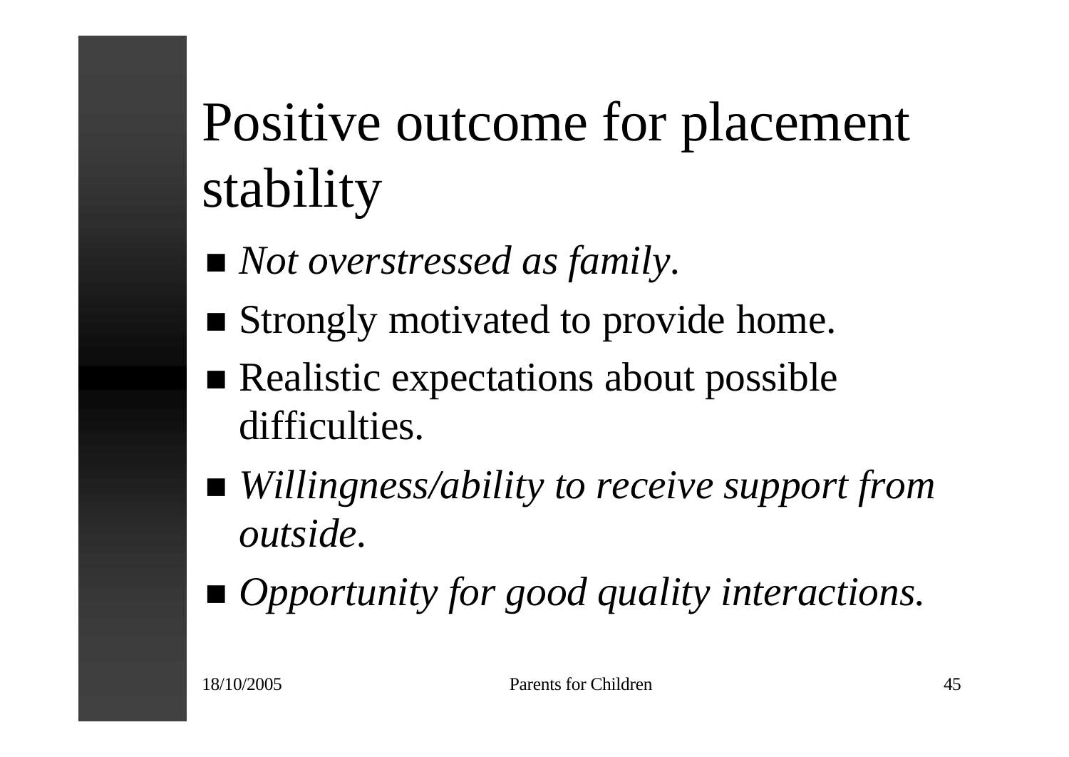# Positive outcome for placement stability

- *Not overstressed as family.*
- Strongly motivated to provide home.
- Realistic expectations about possible difficulties.
- *Willingness/ability to receive support from outside.*
- *Opportunity for good quality interactions.*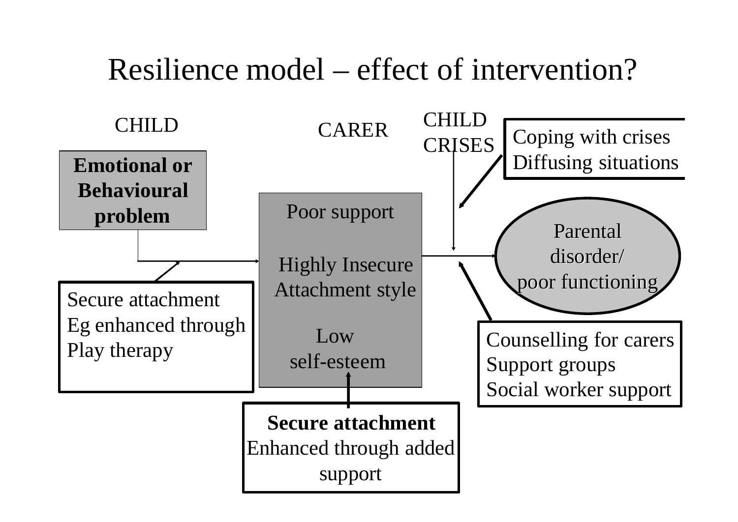# Resilience model – effect of intervention?

CHILD

**Emotional or Behavioural problem**

Secure attachment
Eg enhanced through
Play therapy

CARER

Poor support

Highly Insecure Attachment style

Low self-esteem

**Secure attachment**
Enhanced through added support

CHILD CRISES

Coping with crises
Diffusing situations

Parental disorder/ poor functioning

Counselling for carers
Support groups
Social worker support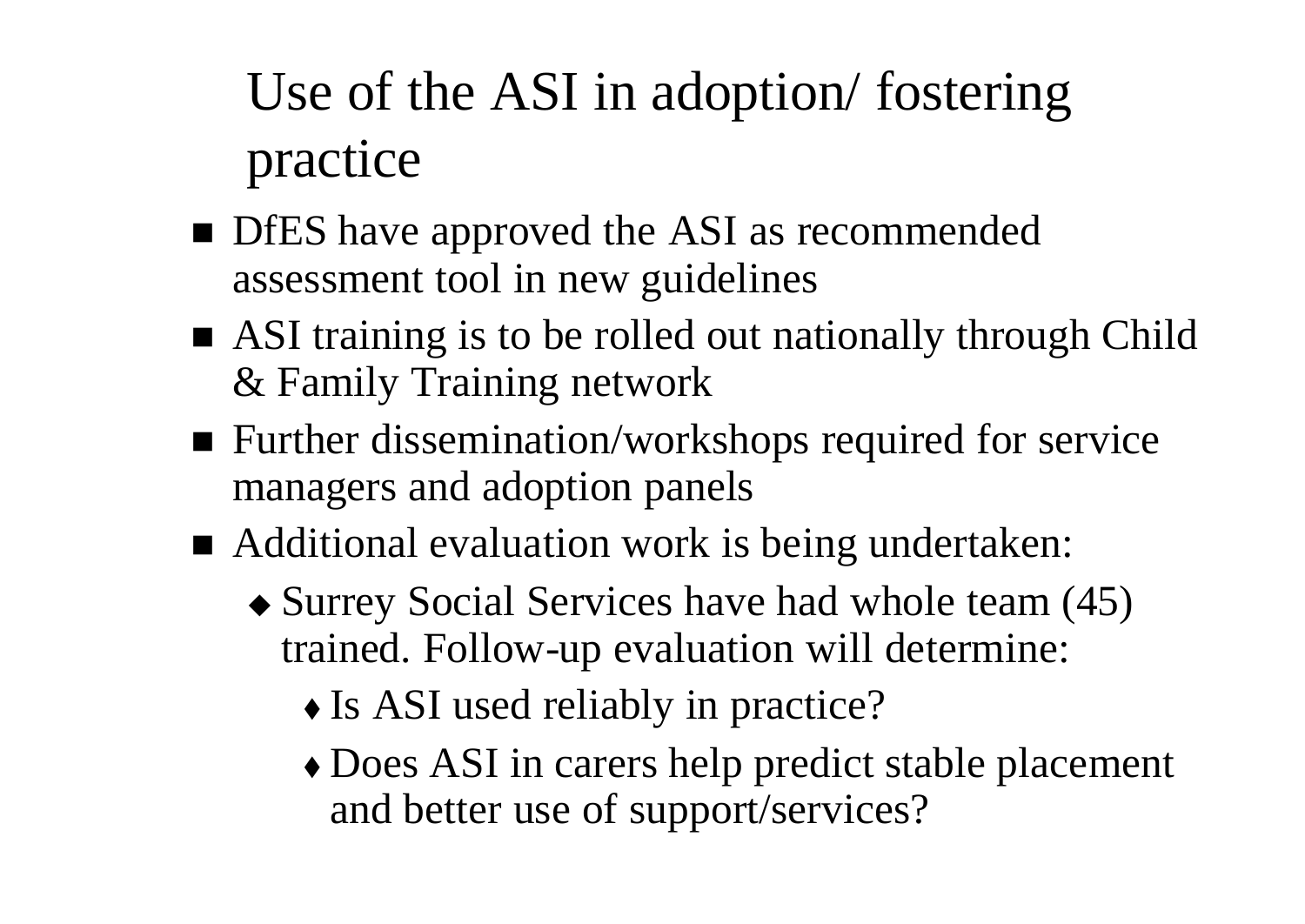# Use of the ASI in adoption/ fostering practice

- DfES have approved the ASI as recommended assessment tool in new guidelines
- ASI training is to be rolled out nationally through Child & Family Training network
- Further dissemination/workshops required for service managers and adoption panels
- Additional evaluation work is being undertaken:
  - Surrey Social Services have had whole team (45) trained. Follow-up evaluation will determine:
    - Is ASI used reliably in practice?
    - Does ASI in carers help predict stable placement and better use of support/services?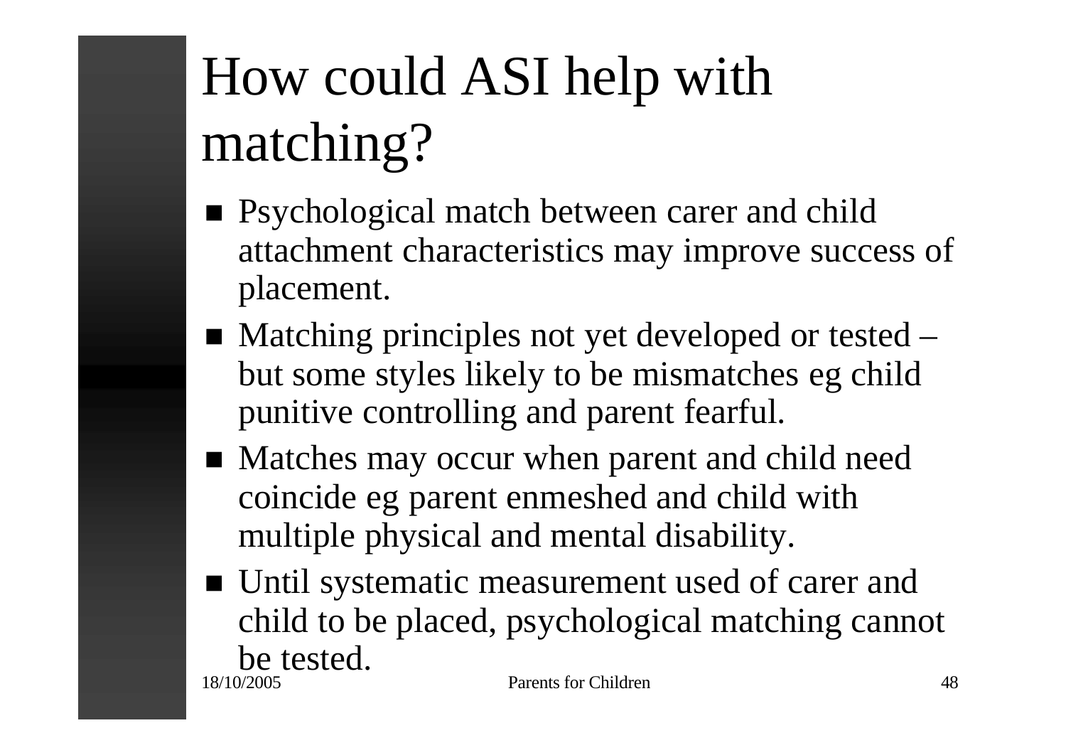# How could ASI help with matching?

- Psychological match between carer and child attachment characteristics may improve success of placement.
- Matching principles not yet developed or tested – but some styles likely to be mismatches eg child punitive controlling and parent fearful.
- Matches may occur when parent and child need coincide eg parent enmeshed and child with multiple physical and mental disability.
- Until systematic measurement used of carer and child to be placed, psychological matching cannot be tested.